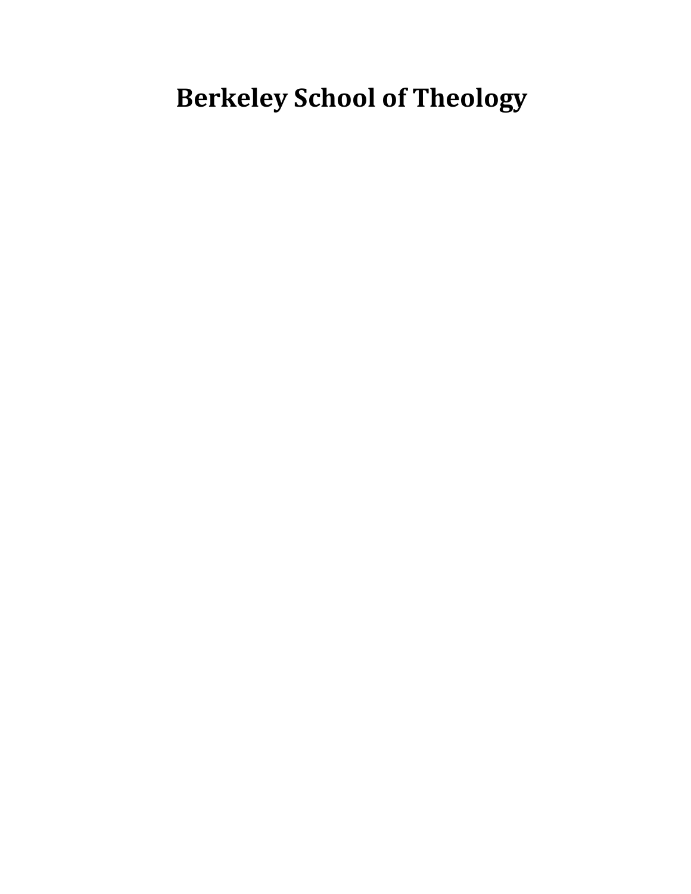# Berkeley School of Theology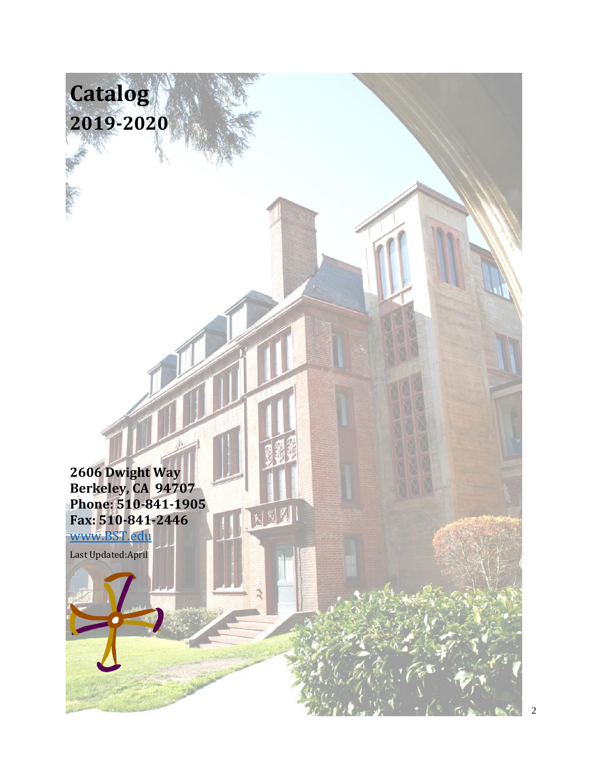# Catalog
# 2019-2020

**2606 Dwight Way**
**Berkeley, CA 94707**
**Phone: 510-841-1905**
**Fax: 510-841-2446**
[www.BST.edu](http://www.BST.edu)

Last Updated:April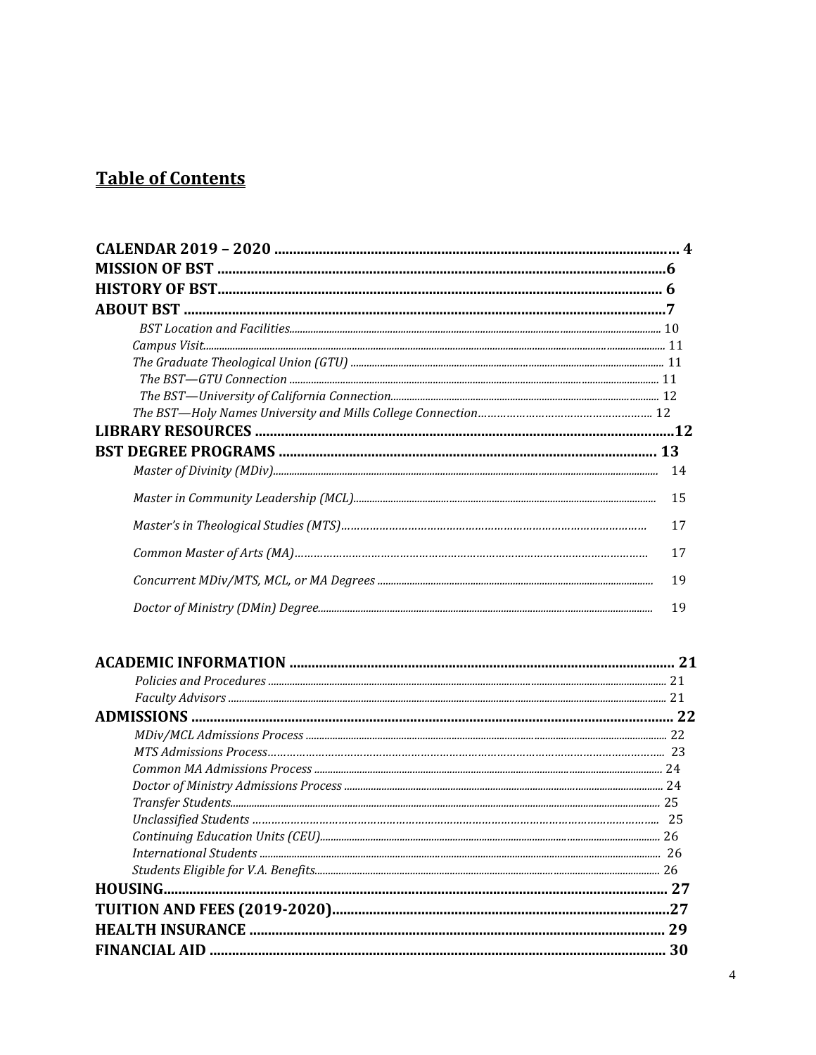# Table of Contents

**CALENDAR 2019 – 2020** ........................................................................ 4
**MISSION OF BST** ........................................................................ 6
**HISTORY OF BST** ........................................................................ 6
**ABOUT BST** ........................................................................ 7
- *BST Location and Facilities*........................................................................ 10
- *Campus Visit*........................................................................ 11
- *The Graduate Theological Union (GTU)* ........................................................................ 11
- *The BST—GTU Connection* ........................................................................ 11
- *The BST—University of California Connection*........................................................................ 12
- *The BST—Holy Names University and Mills College Connection*........................................................................ 12

**LIBRARY RESOURCES** ........................................................................ 12
**BST DEGREE PROGRAMS** ........................................................................ 13
- *Master of Divinity (MDiv)*........................................................................ 14
- *Master in Community Leadership (MCL)*........................................................................ 15
- *Master's in Theological Studies (MTS)*........................................................................ 17
- *Common Master of Arts (MA)*........................................................................ 17
- *Concurrent MDiv/MTS, MCL, or MA Degrees* ........................................................................ 19
- *Doctor of Ministry (DMin) Degree*........................................................................ 19

**ACADEMIC INFORMATION** ........................................................................ 21
- *Policies and Procedures* ........................................................................ 21
- *Faculty Advisors* ........................................................................ 21

**ADMISSIONS** ........................................................................ 22
- *MDiv/MCL Admissions Process* ........................................................................ 22
- *MTS Admissions Process*........................................................................ 23
- *Common MA Admissions Process* ........................................................................ 24
- *Doctor of Ministry Admissions Process* ........................................................................ 24
- *Transfer Students*........................................................................ 25
- *Unclassified Students* ........................................................................ 25
- *Continuing Education Units (CEU)*........................................................................ 26
- *International Students* ........................................................................ 26
- *Students Eligible for V.A. Benefits*........................................................................ 26

**HOUSING**........................................................................ 27
**TUITION AND FEES (2019-2020)**........................................................................ 27
**HEALTH INSURANCE** ........................................................................ 29
**FINANCIAL AID** ........................................................................ 30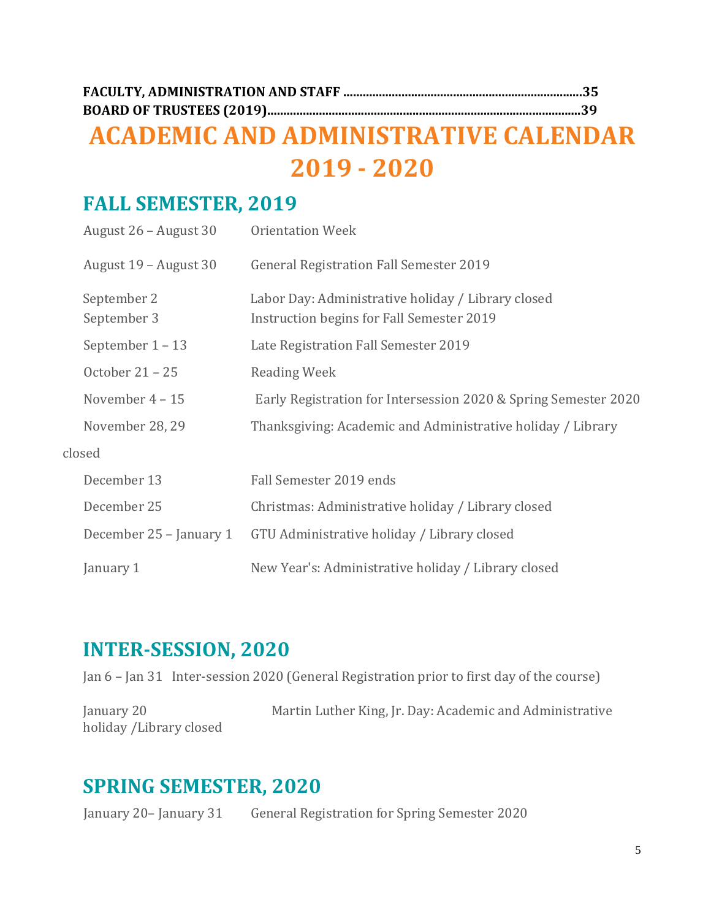**FACULTY, ADMINISTRATION AND STAFF ........................................................................35**
**BOARD OF TRUSTEES (2019)................................................................................................39**

# ACADEMIC AND ADMINISTRATIVE CALENDAR 2019 - 2020

## FALL SEMESTER, 2019

| | |
|---|---|
| August 26 – August 30 | Orientation Week |
| August 19 – August 30 | General Registration Fall Semester 2019 |
| September 2 | Labor Day: Administrative holiday / Library closed |
| September 3 | Instruction begins for Fall Semester 2019 |
| September 1 – 13 | Late Registration Fall Semester 2019 |
| October 21 – 25 | Reading Week |
| November 4 – 15 | Early Registration for Intersession 2020 & Spring Semester 2020 |
| November 28, 29 | Thanksgiving: Academic and Administrative holiday / Library closed |
| December 13 | Fall Semester 2019 ends |
| December 25 | Christmas: Administrative holiday / Library closed |
| December 25 – January 1 | GTU Administrative holiday / Library closed |
| January 1 | New Year's: Administrative holiday / Library closed |

## INTER-SESSION, 2020

Jan 6 – Jan 31 Inter-session 2020 (General Registration prior to first day of the course)

January 20 Martin Luther King, Jr. Day: Academic and Administrative holiday /Library closed

## SPRING SEMESTER, 2020

| | |
|---|---|
| January 20– January 31 | General Registration for Spring Semester 2020 |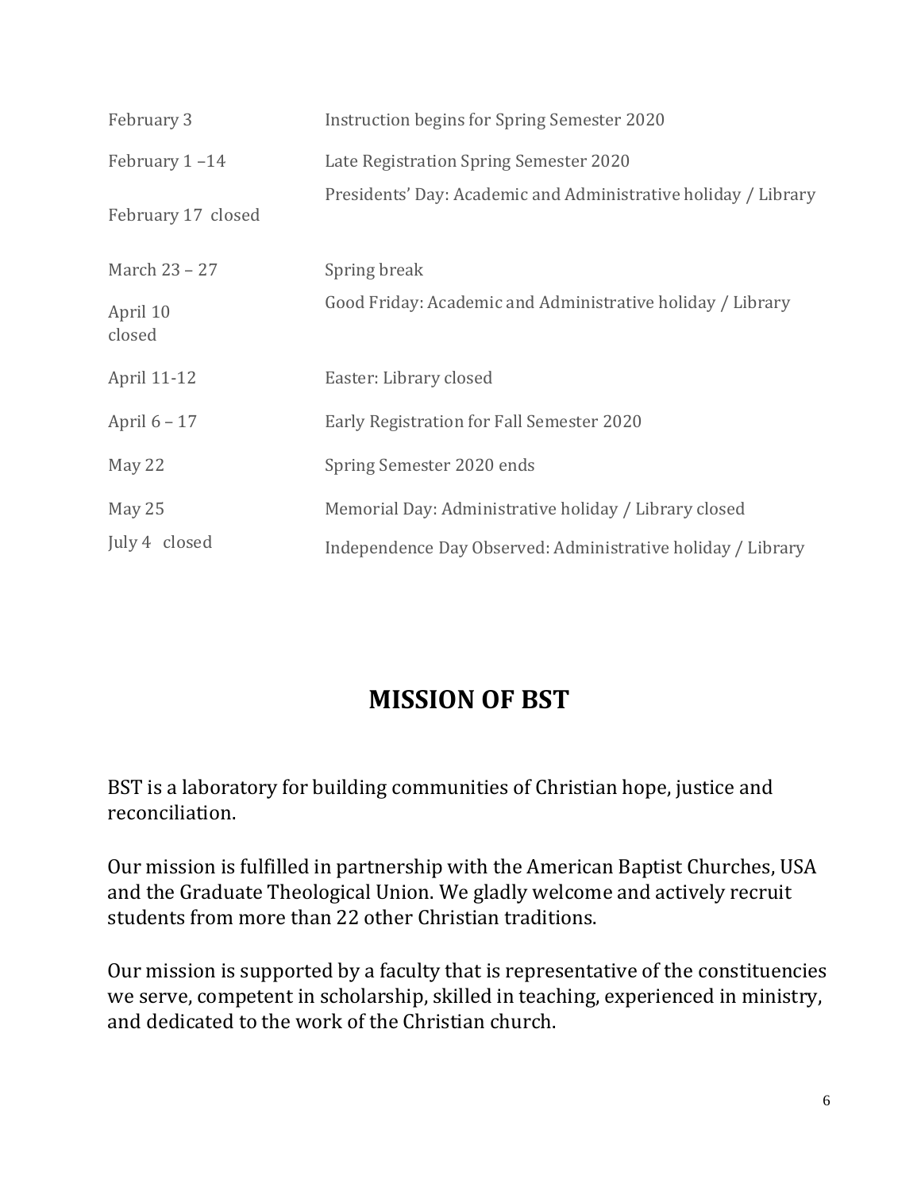| | |
|---|---|
| February 3 | Instruction begins for Spring Semester 2020 |
| February 1 –14 | Late Registration Spring Semester 2020 |
| February 17 closed | Presidents' Day: Academic and Administrative holiday / Library |
| March 23 – 27 | Spring break |
| April 10 closed | Good Friday: Academic and Administrative holiday / Library |
| April 11-12 | Easter: Library closed |
| April 6 – 17 | Early Registration for Fall Semester 2020 |
| May 22 | Spring Semester 2020 ends |
| May 25 | Memorial Day: Administrative holiday / Library closed |
| July 4 closed | Independence Day Observed: Administrative holiday / Library |

# MISSION OF BST

BST is a laboratory for building communities of Christian hope, justice and reconciliation.

Our mission is fulfilled in partnership with the American Baptist Churches, USA and the Graduate Theological Union. We gladly welcome and actively recruit students from more than 22 other Christian traditions.

Our mission is supported by a faculty that is representative of the constituencies we serve, competent in scholarship, skilled in teaching, experienced in ministry, and dedicated to the work of the Christian church.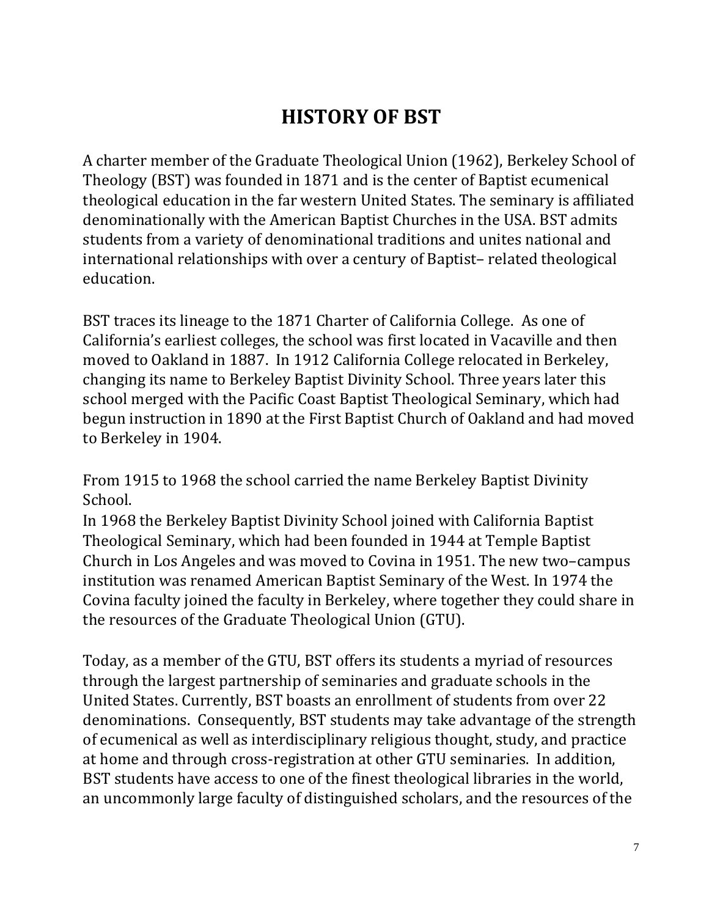# HISTORY OF BST

A charter member of the Graduate Theological Union (1962), Berkeley School of Theology (BST) was founded in 1871 and is the center of Baptist ecumenical theological education in the far western United States. The seminary is affiliated denominationally with the American Baptist Churches in the USA. BST admits students from a variety of denominational traditions and unites national and international relationships with over a century of Baptist– related theological education.

BST traces its lineage to the 1871 Charter of California College. As one of California's earliest colleges, the school was first located in Vacaville and then moved to Oakland in 1887. In 1912 California College relocated in Berkeley, changing its name to Berkeley Baptist Divinity School. Three years later this school merged with the Pacific Coast Baptist Theological Seminary, which had begun instruction in 1890 at the First Baptist Church of Oakland and had moved to Berkeley in 1904.

From 1915 to 1968 the school carried the name Berkeley Baptist Divinity School.
In 1968 the Berkeley Baptist Divinity School joined with California Baptist Theological Seminary, which had been founded in 1944 at Temple Baptist Church in Los Angeles and was moved to Covina in 1951. The new two–campus institution was renamed American Baptist Seminary of the West. In 1974 the Covina faculty joined the faculty in Berkeley, where together they could share in the resources of the Graduate Theological Union (GTU).

Today, as a member of the GTU, BST offers its students a myriad of resources through the largest partnership of seminaries and graduate schools in the United States. Currently, BST boasts an enrollment of students from over 22 denominations. Consequently, BST students may take advantage of the strength of ecumenical as well as interdisciplinary religious thought, study, and practice at home and through cross-registration at other GTU seminaries. In addition, BST students have access to one of the finest theological libraries in the world, an uncommonly large faculty of distinguished scholars, and the resources of the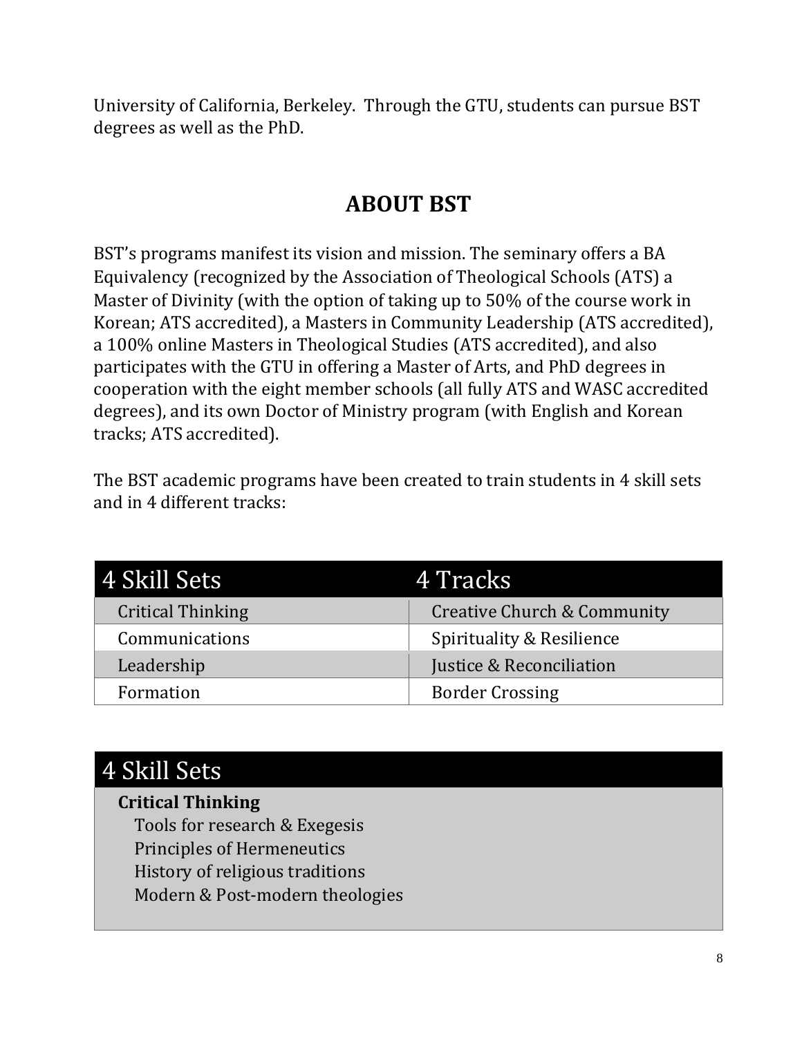University of California, Berkeley. Through the GTU, students can pursue BST degrees as well as the PhD.

## ABOUT BST

BST's programs manifest its vision and mission. The seminary offers a BA Equivalency (recognized by the Association of Theological Schools (ATS) a Master of Divinity (with the option of taking up to 50% of the course work in Korean; ATS accredited), a Masters in Community Leadership (ATS accredited), a 100% online Masters in Theological Studies (ATS accredited), and also participates with the GTU in offering a Master of Arts, and PhD degrees in cooperation with the eight member schools (all fully ATS and WASC accredited degrees), and its own Doctor of Ministry program (with English and Korean tracks; ATS accredited).

The BST academic programs have been created to train students in 4 skill sets and in 4 different tracks:

| 4 Skill Sets | 4 Tracks |
| --- | --- |
| Critical Thinking | Creative Church & Community |
| Communications | Spirituality & Resilience |
| Leadership | Justice & Reconciliation |
| Formation | Border Crossing |

| 4 Skill Sets |
| --- |
| **Critical Thinking**<br>Tools for research & Exegesis<br>Principles of Hermeneutics<br>History of religious traditions<br>Modern & Post-modern theologies |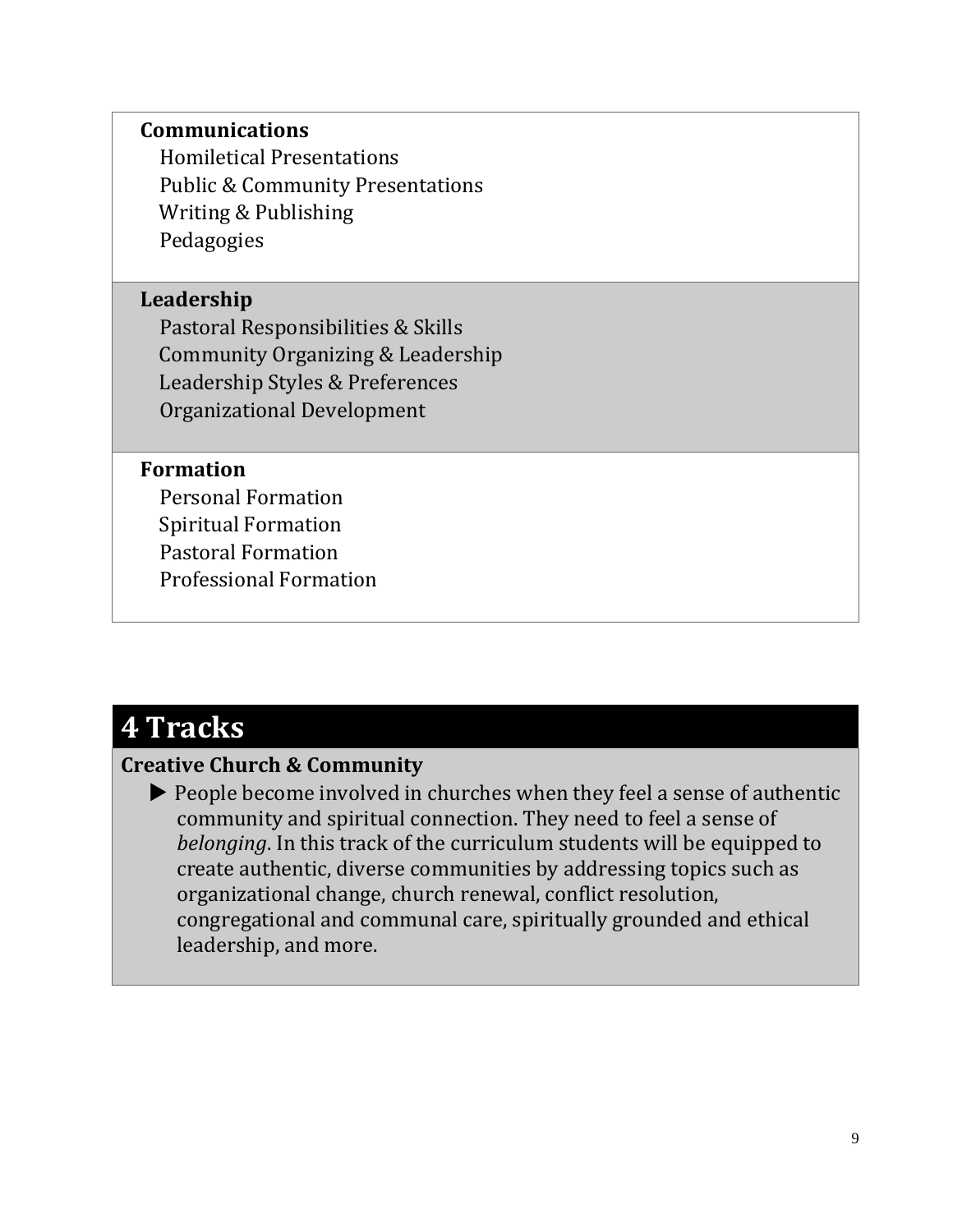**Communications**

- Homiletical Presentations
- Public & Community Presentations
- Writing & Publishing
- Pedagogies

**Leadership**

- Pastoral Responsibilities & Skills
- Community Organizing & Leadership
- Leadership Styles & Preferences
- Organizational Development

**Formation**

- Personal Formation
- Spiritual Formation
- Pastoral Formation
- Professional Formation

# 4 Tracks

**Creative Church & Community**

▶ People become involved in churches when they feel a sense of authentic community and spiritual connection. They need to feel a sense of *belonging*. In this track of the curriculum students will be equipped to create authentic, diverse communities by addressing topics such as organizational change, church renewal, conflict resolution, congregational and communal care, spiritually grounded and ethical leadership, and more.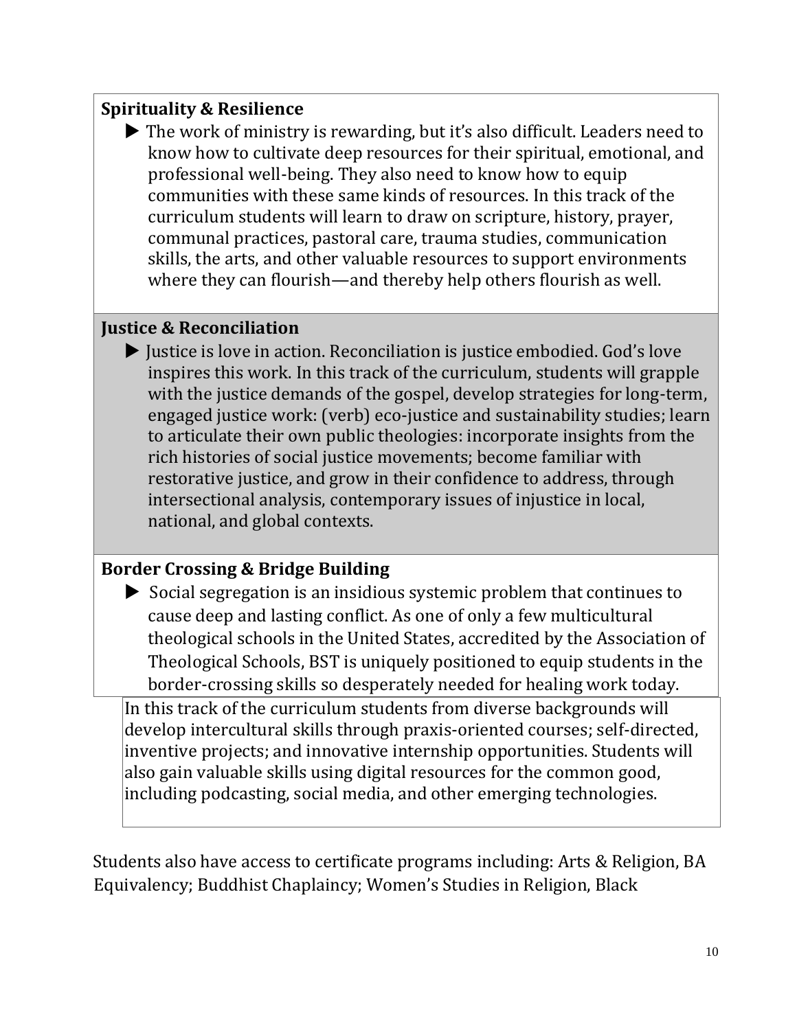**Spirituality & Resilience**

- The work of ministry is rewarding, but it's also difficult. Leaders need to know how to cultivate deep resources for their spiritual, emotional, and professional well-being. They also need to know how to equip communities with these same kinds of resources. In this track of the curriculum students will learn to draw on scripture, history, prayer, communal practices, pastoral care, trauma studies, communication skills, the arts, and other valuable resources to support environments where they can flourish—and thereby help others flourish as well.

**Justice & Reconciliation**

- Justice is love in action. Reconciliation is justice embodied. God's love inspires this work. In this track of the curriculum, students will grapple with the justice demands of the gospel, develop strategies for long-term, engaged justice work: (verb) eco-justice and sustainability studies; learn to articulate their own public theologies: incorporate insights from the rich histories of social justice movements; become familiar with restorative justice, and grow in their confidence to address, through intersectional analysis, contemporary issues of injustice in local, national, and global contexts.

**Border Crossing & Bridge Building**

- Social segregation is an insidious systemic problem that continues to cause deep and lasting conflict. As one of only a few multicultural theological schools in the United States, accredited by the Association of Theological Schools, BST is uniquely positioned to equip students in the border-crossing skills so desperately needed for healing work today.

In this track of the curriculum students from diverse backgrounds will develop intercultural skills through praxis-oriented courses; self-directed, inventive projects; and innovative internship opportunities. Students will also gain valuable skills using digital resources for the common good, including podcasting, social media, and other emerging technologies.

Students also have access to certificate programs including: Arts & Religion, BA Equivalency; Buddhist Chaplaincy; Women's Studies in Religion, Black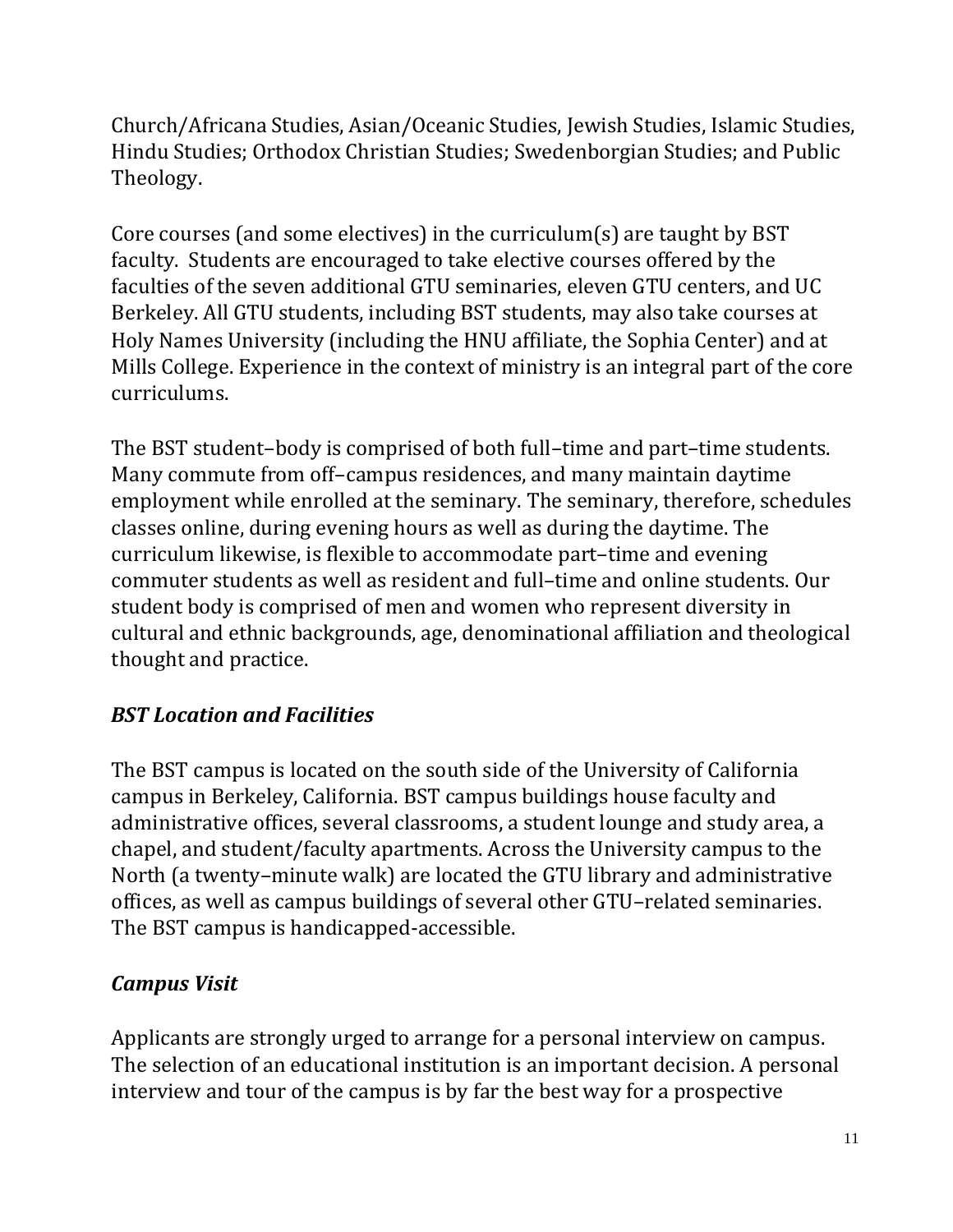Church/Africana Studies, Asian/Oceanic Studies, Jewish Studies, Islamic Studies, Hindu Studies; Orthodox Christian Studies; Swedenborgian Studies; and Public Theology.

Core courses (and some electives) in the curriculum(s) are taught by BST faculty. Students are encouraged to take elective courses offered by the faculties of the seven additional GTU seminaries, eleven GTU centers, and UC Berkeley. All GTU students, including BST students, may also take courses at Holy Names University (including the HNU affiliate, the Sophia Center) and at Mills College. Experience in the context of ministry is an integral part of the core curriculums.

The BST student–body is comprised of both full–time and part–time students. Many commute from off–campus residences, and many maintain daytime employment while enrolled at the seminary. The seminary, therefore, schedules classes online, during evening hours as well as during the daytime. The curriculum likewise, is flexible to accommodate part–time and evening commuter students as well as resident and full–time and online students. Our student body is comprised of men and women who represent diversity in cultural and ethnic backgrounds, age, denominational affiliation and theological thought and practice.

### *BST Location and Facilities*

The BST campus is located on the south side of the University of California campus in Berkeley, California. BST campus buildings house faculty and administrative offices, several classrooms, a student lounge and study area, a chapel, and student/faculty apartments. Across the University campus to the North (a twenty–minute walk) are located the GTU library and administrative offices, as well as campus buildings of several other GTU–related seminaries. The BST campus is handicapped-accessible.

### *Campus Visit*

Applicants are strongly urged to arrange for a personal interview on campus. The selection of an educational institution is an important decision. A personal interview and tour of the campus is by far the best way for a prospective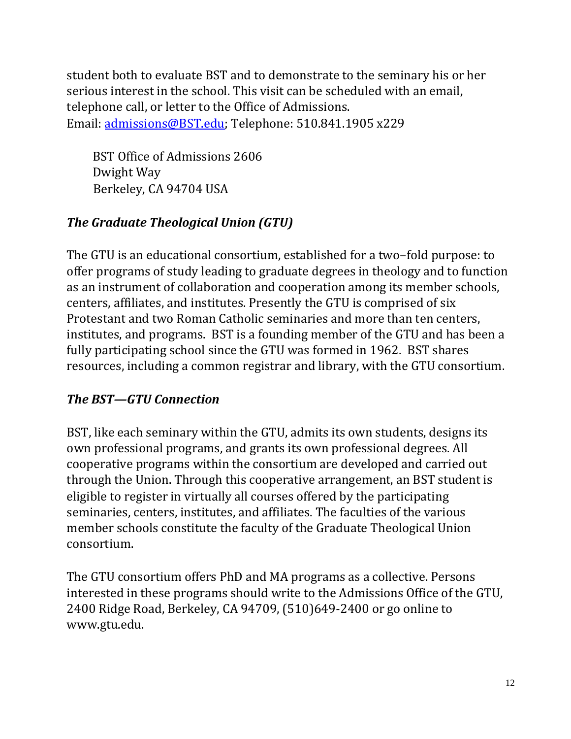student both to evaluate BST and to demonstrate to the seminary his or her serious interest in the school. This visit can be scheduled with an email, telephone call, or letter to the Office of Admissions.
Email: admissions@BST.edu; Telephone: 510.841.1905 x229

BST Office of Admissions 2606
Dwight Way
Berkeley, CA 94704 USA

### *The Graduate Theological Union (GTU)*

The GTU is an educational consortium, established for a two–fold purpose: to offer programs of study leading to graduate degrees in theology and to function as an instrument of collaboration and cooperation among its member schools, centers, affiliates, and institutes. Presently the GTU is comprised of six Protestant and two Roman Catholic seminaries and more than ten centers, institutes, and programs. BST is a founding member of the GTU and has been a fully participating school since the GTU was formed in 1962. BST shares resources, including a common registrar and library, with the GTU consortium.

### *The BST—GTU Connection*

BST, like each seminary within the GTU, admits its own students, designs its own professional programs, and grants its own professional degrees. All cooperative programs within the consortium are developed and carried out through the Union. Through this cooperative arrangement, an BST student is eligible to register in virtually all courses offered by the participating seminaries, centers, institutes, and affiliates. The faculties of the various member schools constitute the faculty of the Graduate Theological Union consortium.

The GTU consortium offers PhD and MA programs as a collective. Persons interested in these programs should write to the Admissions Office of the GTU, 2400 Ridge Road, Berkeley, CA 94709, (510)649-2400 or go online to www.gtu.edu.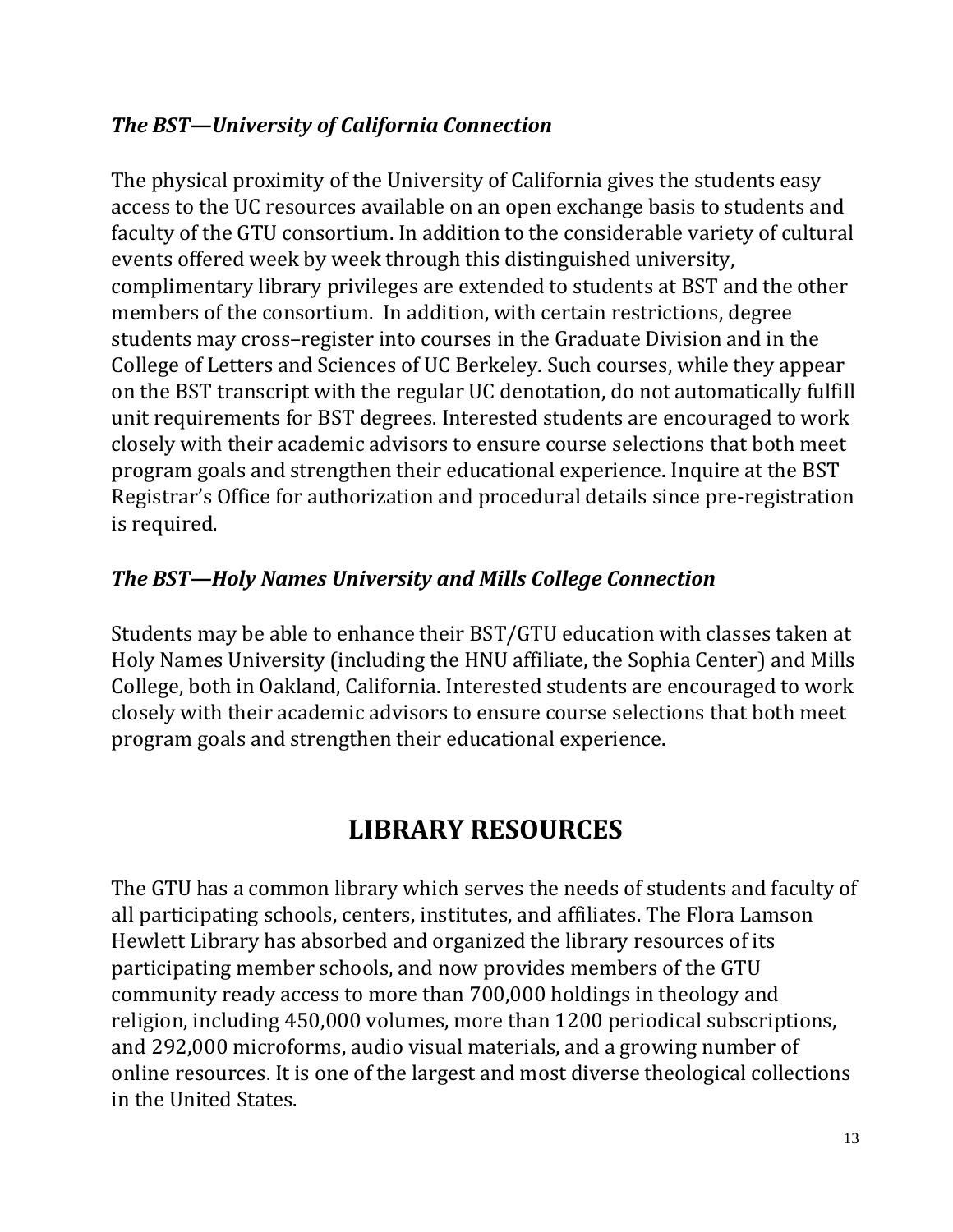### *The BST—University of California Connection*

The physical proximity of the University of California gives the students easy access to the UC resources available on an open exchange basis to students and faculty of the GTU consortium. In addition to the considerable variety of cultural events offered week by week through this distinguished university, complimentary library privileges are extended to students at BST and the other members of the consortium. In addition, with certain restrictions, degree students may cross–register into courses in the Graduate Division and in the College of Letters and Sciences of UC Berkeley. Such courses, while they appear on the BST transcript with the regular UC denotation, do not automatically fulfill unit requirements for BST degrees. Interested students are encouraged to work closely with their academic advisors to ensure course selections that both meet program goals and strengthen their educational experience. Inquire at the BST Registrar's Office for authorization and procedural details since pre-registration is required.

### *The BST—Holy Names University and Mills College Connection*

Students may be able to enhance their BST/GTU education with classes taken at Holy Names University (including the HNU affiliate, the Sophia Center) and Mills College, both in Oakland, California. Interested students are encouraged to work closely with their academic advisors to ensure course selections that both meet program goals and strengthen their educational experience.

## LIBRARY RESOURCES

The GTU has a common library which serves the needs of students and faculty of all participating schools, centers, institutes, and affiliates. The Flora Lamson Hewlett Library has absorbed and organized the library resources of its participating member schools, and now provides members of the GTU community ready access to more than 700,000 holdings in theology and religion, including 450,000 volumes, more than 1200 periodical subscriptions, and 292,000 microforms, audio visual materials, and a growing number of online resources. It is one of the largest and most diverse theological collections in the United States.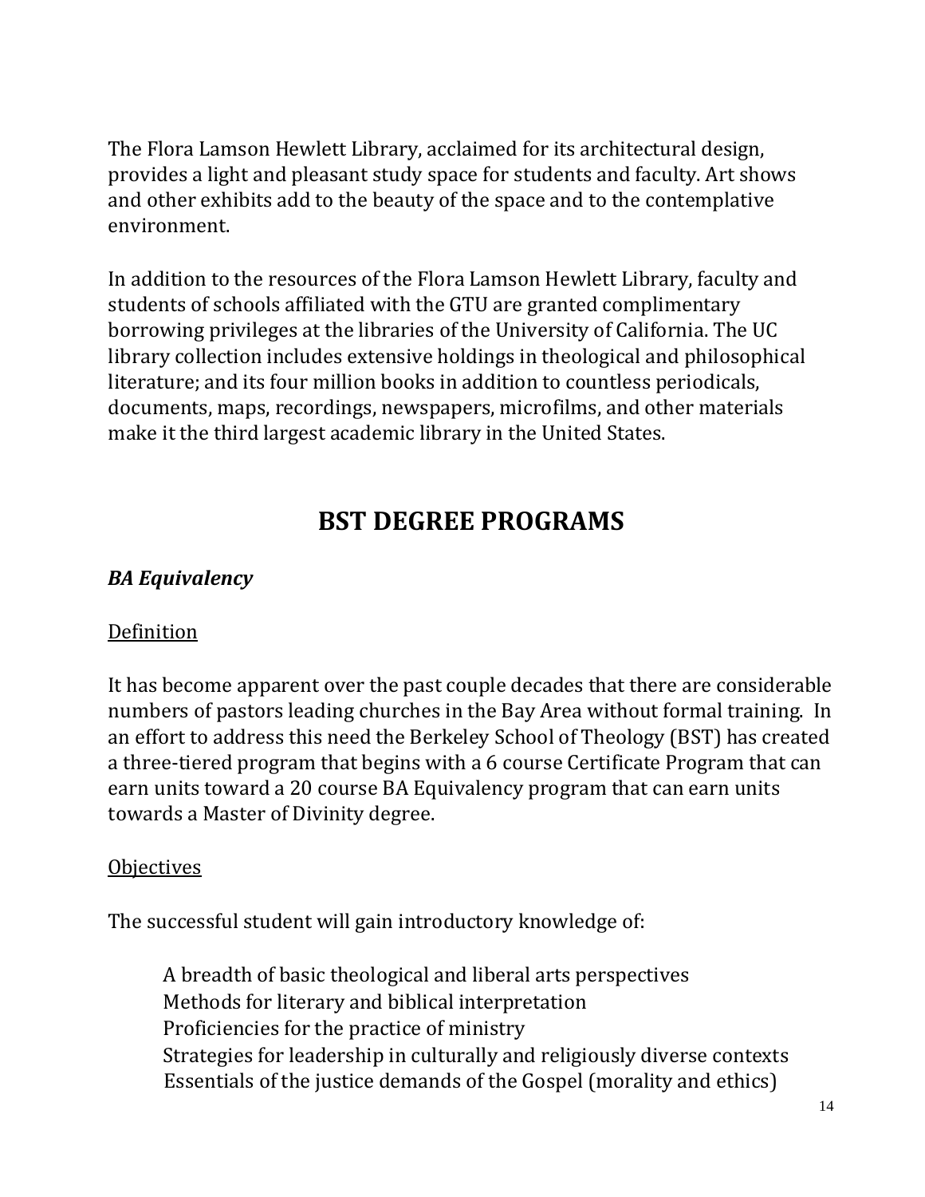The Flora Lamson Hewlett Library, acclaimed for its architectural design, provides a light and pleasant study space for students and faculty. Art shows and other exhibits add to the beauty of the space and to the contemplative environment.

In addition to the resources of the Flora Lamson Hewlett Library, faculty and students of schools affiliated with the GTU are granted complimentary borrowing privileges at the libraries of the University of California. The UC library collection includes extensive holdings in theological and philosophical literature; and its four million books in addition to countless periodicals, documents, maps, recordings, newspapers, microfilms, and other materials make it the third largest academic library in the United States.

# BST DEGREE PROGRAMS

## *BA Equivalency*

### Definition

It has become apparent over the past couple decades that there are considerable numbers of pastors leading churches in the Bay Area without formal training. In an effort to address this need the Berkeley School of Theology (BST) has created a three-tiered program that begins with a 6 course Certificate Program that can earn units toward a 20 course BA Equivalency program that can earn units towards a Master of Divinity degree.

### Objectives

The successful student will gain introductory knowledge of:

- A breadth of basic theological and liberal arts perspectives
- Methods for literary and biblical interpretation
- Proficiencies for the practice of ministry
- Strategies for leadership in culturally and religiously diverse contexts
- Essentials of the justice demands of the Gospel (morality and ethics)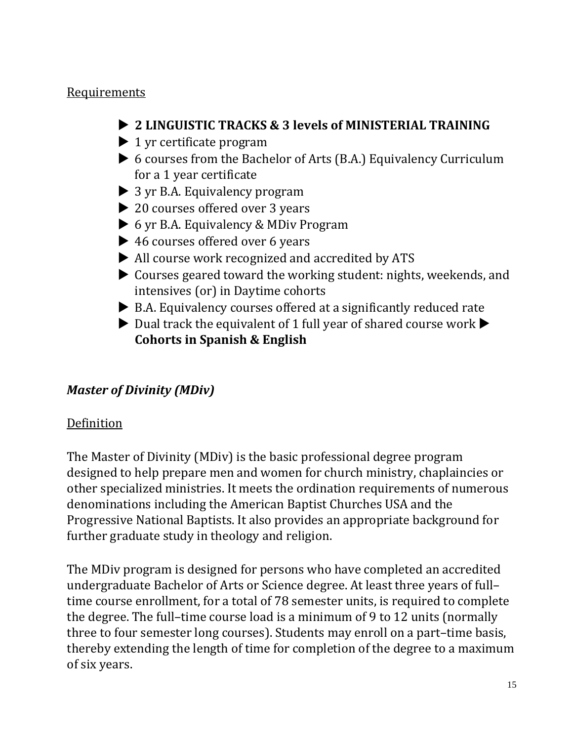Requirements

- **2 LINGUISTIC TRACKS & 3 levels of MINISTERIAL TRAINING**
- 1 yr certificate program
- 6 courses from the Bachelor of Arts (B.A.) Equivalency Curriculum for a 1 year certificate
- 3 yr B.A. Equivalency program
- 20 courses offered over 3 years
- 6 yr B.A. Equivalency & MDiv Program
- 46 courses offered over 6 years
- All course work recognized and accredited by ATS
- Courses geared toward the working student: nights, weekends, and intensives (or) in Daytime cohorts
- B.A. Equivalency courses offered at a significantly reduced rate
- Dual track the equivalent of 1 full year of shared course work
- **Cohorts in Spanish & English**

### *Master of Divinity (MDiv)*

Definition

The Master of Divinity (MDiv) is the basic professional degree program designed to help prepare men and women for church ministry, chaplaincies or other specialized ministries. It meets the ordination requirements of numerous denominations including the American Baptist Churches USA and the Progressive National Baptists. It also provides an appropriate background for further graduate study in theology and religion.

The MDiv program is designed for persons who have completed an accredited undergraduate Bachelor of Arts or Science degree. At least three years of full–time course enrollment, for a total of 78 semester units, is required to complete the degree. The full–time course load is a minimum of 9 to 12 units (normally three to four semester long courses). Students may enroll on a part–time basis, thereby extending the length of time for completion of the degree to a maximum of six years.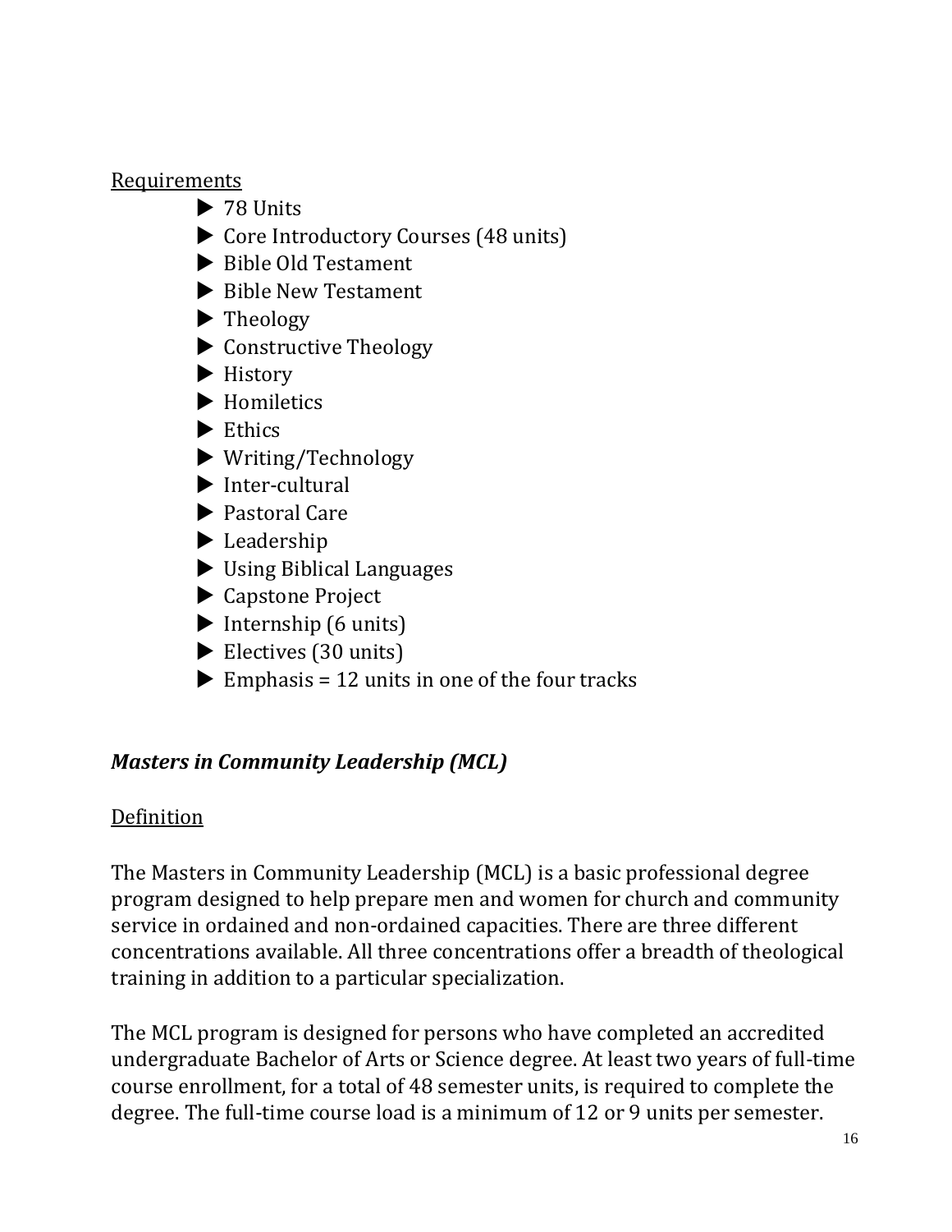<u>Requirements</u>

- 78 Units
- Core Introductory Courses (48 units)
- Bible Old Testament
- Bible New Testament
- Theology
- Constructive Theology
- History
- Homiletics
- Ethics
- Writing/Technology
- Inter-cultural
- Pastoral Care
- Leadership
- Using Biblical Languages
- Capstone Project
- Internship (6 units)
- Electives (30 units)
- Emphasis = 12 units in one of the four tracks

***Masters in Community Leadership (MCL)***

<u>Definition</u>

The Masters in Community Leadership (MCL) is a basic professional degree program designed to help prepare men and women for church and community service in ordained and non-ordained capacities. There are three different concentrations available. All three concentrations offer a breadth of theological training in addition to a particular specialization.

The MCL program is designed for persons who have completed an accredited undergraduate Bachelor of Arts or Science degree. At least two years of full-time course enrollment, for a total of 48 semester units, is required to complete the degree. The full-time course load is a minimum of 12 or 9 units per semester.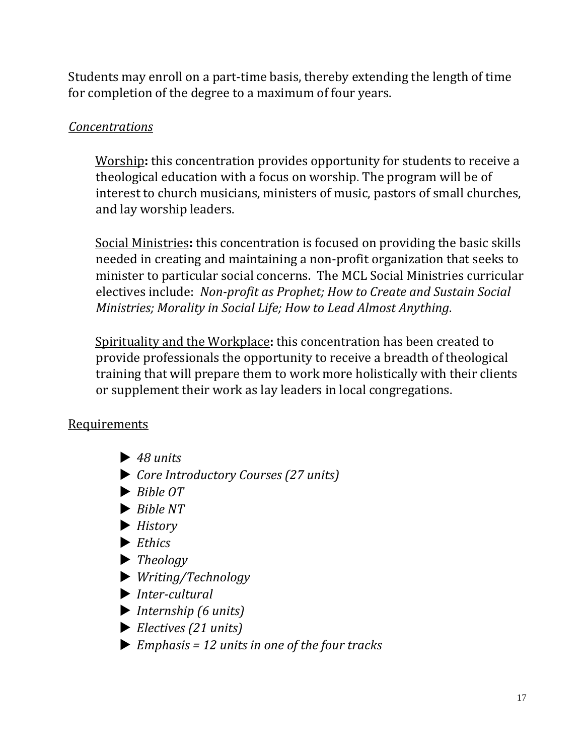Students may enroll on a part-time basis, thereby extending the length of time for completion of the degree to a maximum of four years.

*Concentrations*

Worship**:** this concentration provides opportunity for students to receive a theological education with a focus on worship. The program will be of interest to church musicians, ministers of music, pastors of small churches, and lay worship leaders.

Social Ministries**:** this concentration is focused on providing the basic skills needed in creating and maintaining a non-profit organization that seeks to minister to particular social concerns. The MCL Social Ministries curricular electives include: *Non-profit as Prophet; How to Create and Sustain Social Ministries; Morality in Social Life; How to Lead Almost Anything*.

Spirituality and the Workplace**:** this concentration has been created to provide professionals the opportunity to receive a breadth of theological training that will prepare them to work more holistically with their clients or supplement their work as lay leaders in local congregations.

Requirements

- *48 units*
- *Core Introductory Courses (27 units)*
- *Bible OT*
- *Bible NT*
- *History*
- *Ethics*
- *Theology*
- *Writing/Technology*
- *Inter-cultural*
- *Internship (6 units)*
- *Electives (21 units)*
- *Emphasis = 12 units in one of the four tracks*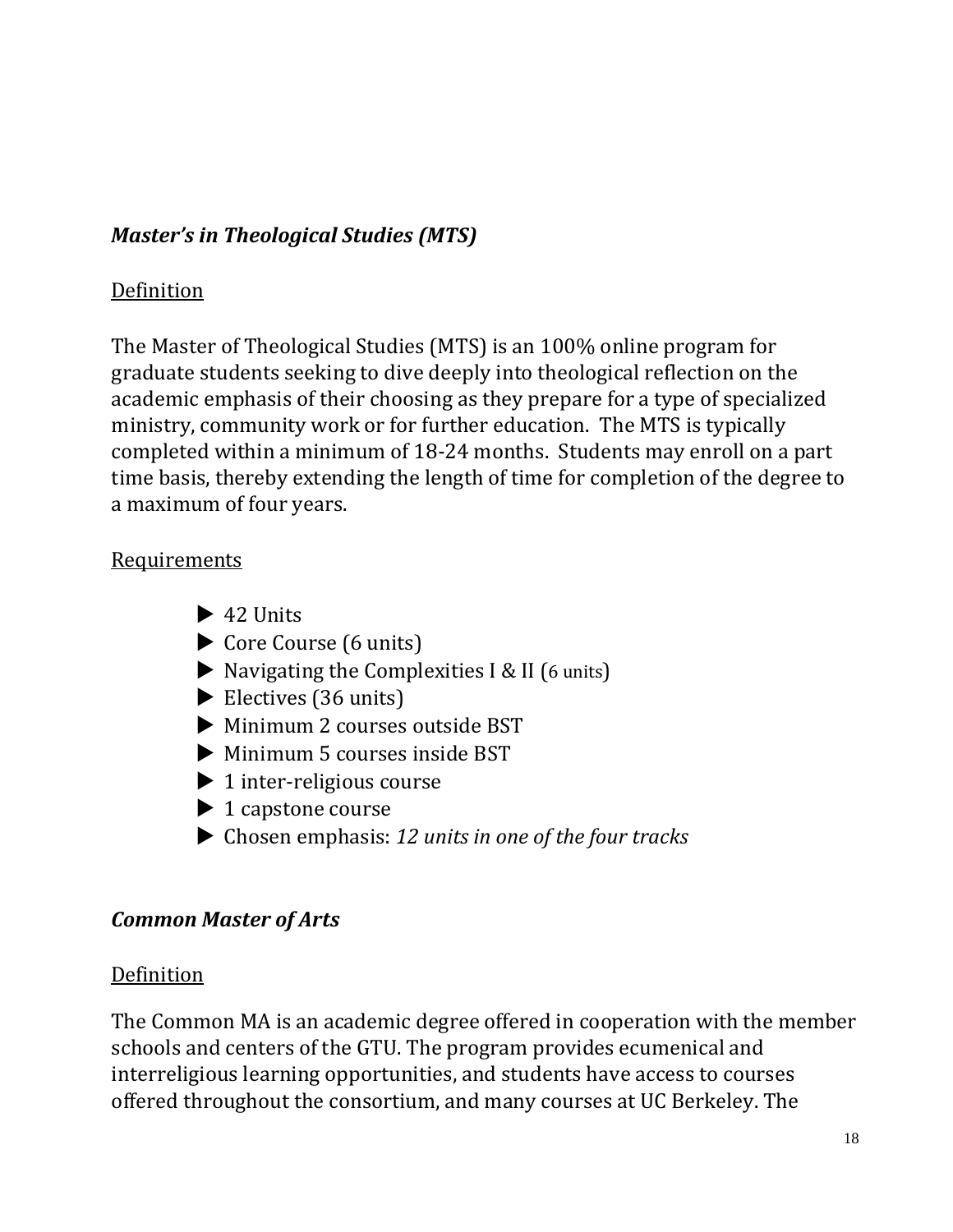### *Master's in Theological Studies (MTS)*

Definition

The Master of Theological Studies (MTS) is an 100% online program for graduate students seeking to dive deeply into theological reflection on the academic emphasis of their choosing as they prepare for a type of specialized ministry, community work or for further education. The MTS is typically completed within a minimum of 18-24 months. Students may enroll on a part time basis, thereby extending the length of time for completion of the degree to a maximum of four years.

Requirements

- 42 Units
- Core Course (6 units)
- Navigating the Complexities I & II (6 units)
- Electives (36 units)
- Minimum 2 courses outside BST
- Minimum 5 courses inside BST
- 1 inter-religious course
- 1 capstone course
- Chosen emphasis: *12 units in one of the four tracks*

### *Common Master of Arts*

Definition

The Common MA is an academic degree offered in cooperation with the member schools and centers of the GTU. The program provides ecumenical and interreligious learning opportunities, and students have access to courses offered throughout the consortium, and many courses at UC Berkeley. The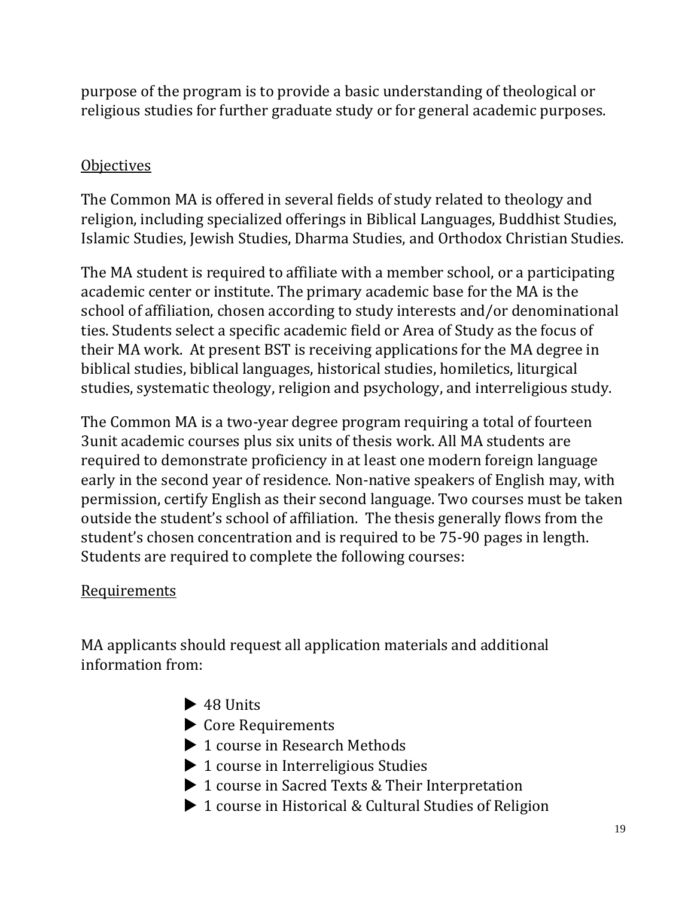purpose of the program is to provide a basic understanding of theological or religious studies for further graduate study or for general academic purposes.

Objectives

The Common MA is offered in several fields of study related to theology and religion, including specialized offerings in Biblical Languages, Buddhist Studies, Islamic Studies, Jewish Studies, Dharma Studies, and Orthodox Christian Studies.

The MA student is required to affiliate with a member school, or a participating academic center or institute. The primary academic base for the MA is the school of affiliation, chosen according to study interests and/or denominational ties. Students select a specific academic field or Area of Study as the focus of their MA work. At present BST is receiving applications for the MA degree in biblical studies, biblical languages, historical studies, homiletics, liturgical studies, systematic theology, religion and psychology, and interreligious study.

The Common MA is a two-year degree program requiring a total of fourteen 3unit academic courses plus six units of thesis work. All MA students are required to demonstrate proficiency in at least one modern foreign language early in the second year of residence. Non-native speakers of English may, with permission, certify English as their second language. Two courses must be taken outside the student's school of affiliation. The thesis generally flows from the student's chosen concentration and is required to be 75-90 pages in length. Students are required to complete the following courses:

Requirements

MA applicants should request all application materials and additional information from:

- 48 Units
- Core Requirements
- 1 course in Research Methods
- 1 course in Interreligious Studies
- 1 course in Sacred Texts & Their Interpretation
- 1 course in Historical & Cultural Studies of Religion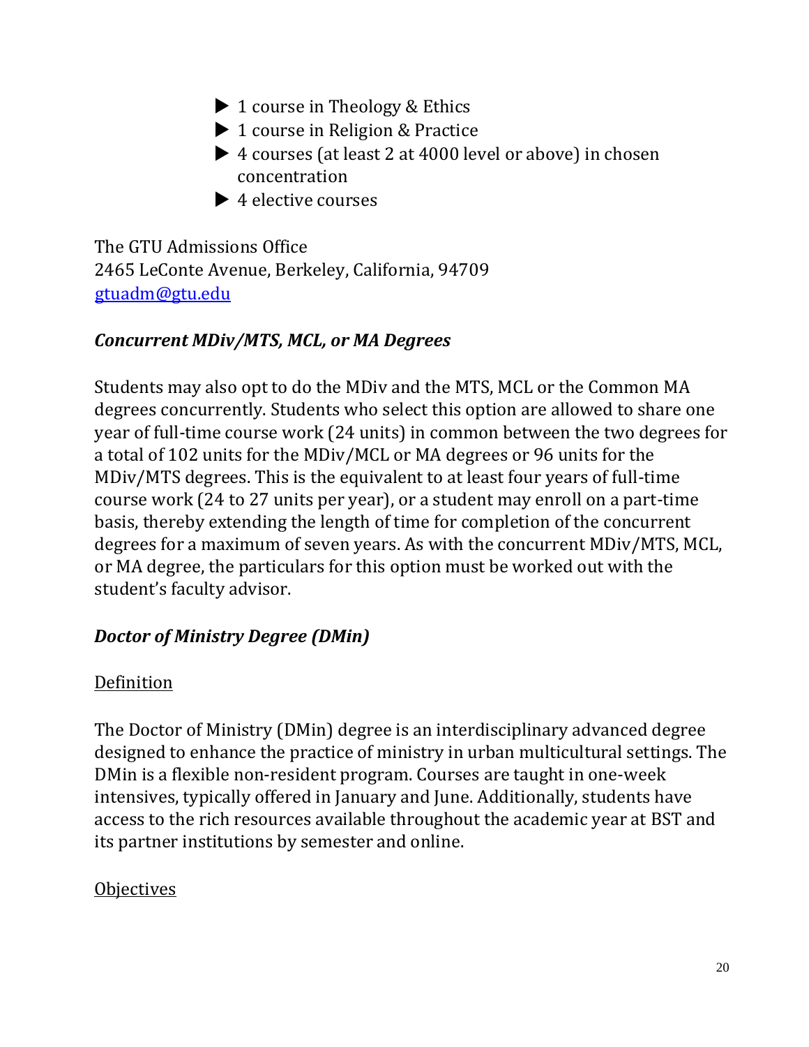- 1 course in Theology & Ethics
- 1 course in Religion & Practice
- 4 courses (at least 2 at 4000 level or above) in chosen concentration
- 4 elective courses

The GTU Admissions Office
2465 LeConte Avenue, Berkeley, California, 94709
gtuadm@gtu.edu

### *Concurrent MDiv/MTS, MCL, or MA Degrees*

Students may also opt to do the MDiv and the MTS, MCL or the Common MA degrees concurrently. Students who select this option are allowed to share one year of full-time course work (24 units) in common between the two degrees for a total of 102 units for the MDiv/MCL or MA degrees or 96 units for the MDiv/MTS degrees. This is the equivalent to at least four years of full-time course work (24 to 27 units per year), or a student may enroll on a part-time basis, thereby extending the length of time for completion of the concurrent degrees for a maximum of seven years. As with the concurrent MDiv/MTS, MCL, or MA degree, the particulars for this option must be worked out with the student's faculty advisor.

### *Doctor of Ministry Degree (DMin)*

Definition

The Doctor of Ministry (DMin) degree is an interdisciplinary advanced degree designed to enhance the practice of ministry in urban multicultural settings. The DMin is a flexible non-resident program. Courses are taught in one-week intensives, typically offered in January and June. Additionally, students have access to the rich resources available throughout the academic year at BST and its partner institutions by semester and online.

Objectives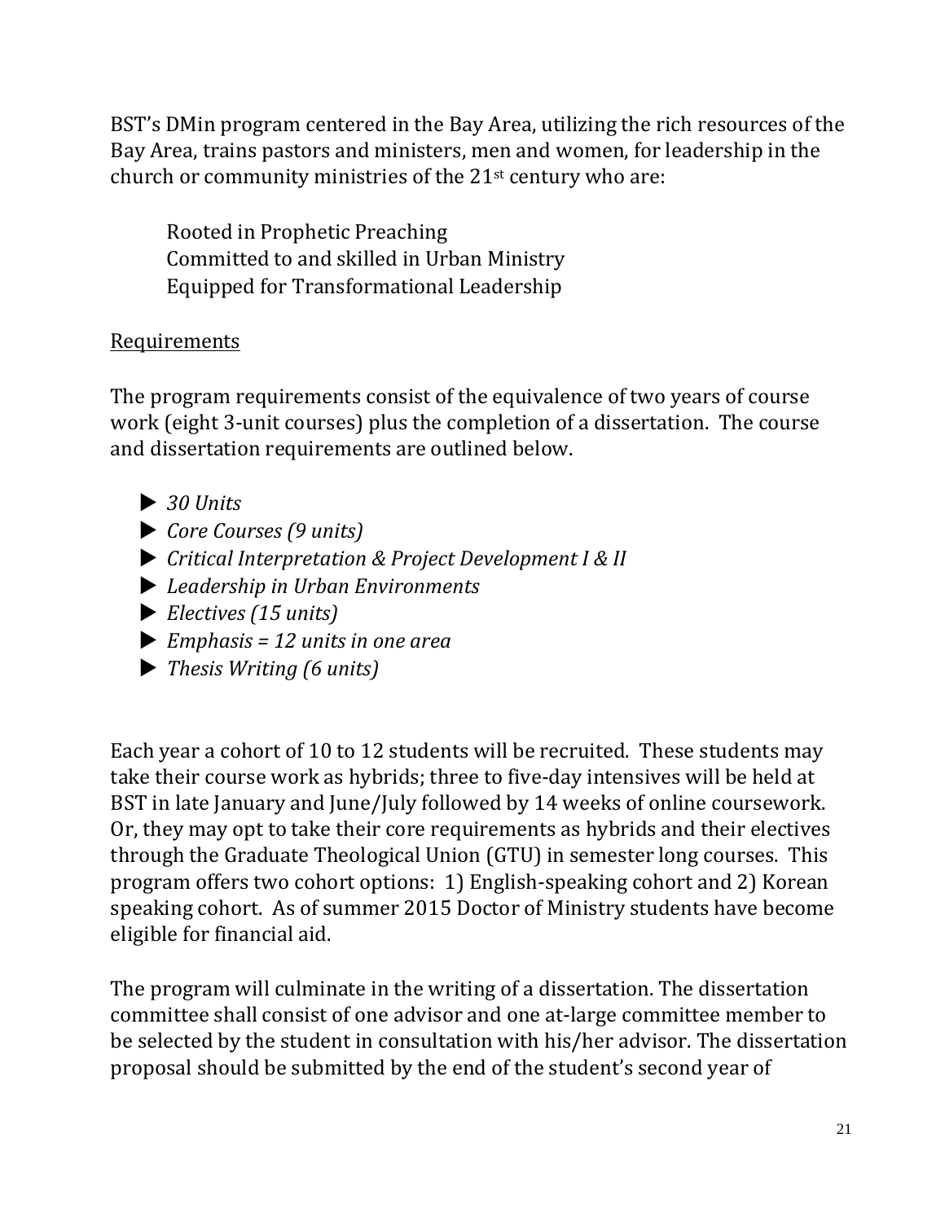BST's DMin program centered in the Bay Area, utilizing the rich resources of the Bay Area, trains pastors and ministers, men and women, for leadership in the church or community ministries of the 21st century who are:

Rooted in Prophetic Preaching
Committed to and skilled in Urban Ministry
Equipped for Transformational Leadership

<u>Requirements</u>

The program requirements consist of the equivalence of two years of course work (eight 3-unit courses) plus the completion of a dissertation. The course and dissertation requirements are outlined below.

- *30 Units*
- *Core Courses (9 units)*
- *Critical Interpretation & Project Development I & II*
- *Leadership in Urban Environments*
- *Electives (15 units)*
- *Emphasis = 12 units in one area*
- *Thesis Writing (6 units)*

Each year a cohort of 10 to 12 students will be recruited. These students may take their course work as hybrids; three to five-day intensives will be held at BST in late January and June/July followed by 14 weeks of online coursework. Or, they may opt to take their core requirements as hybrids and their electives through the Graduate Theological Union (GTU) in semester long courses. This program offers two cohort options: 1) English-speaking cohort and 2) Korean speaking cohort. As of summer 2015 Doctor of Ministry students have become eligible for financial aid.

The program will culminate in the writing of a dissertation. The dissertation committee shall consist of one advisor and one at-large committee member to be selected by the student in consultation with his/her advisor. The dissertation proposal should be submitted by the end of the student's second year of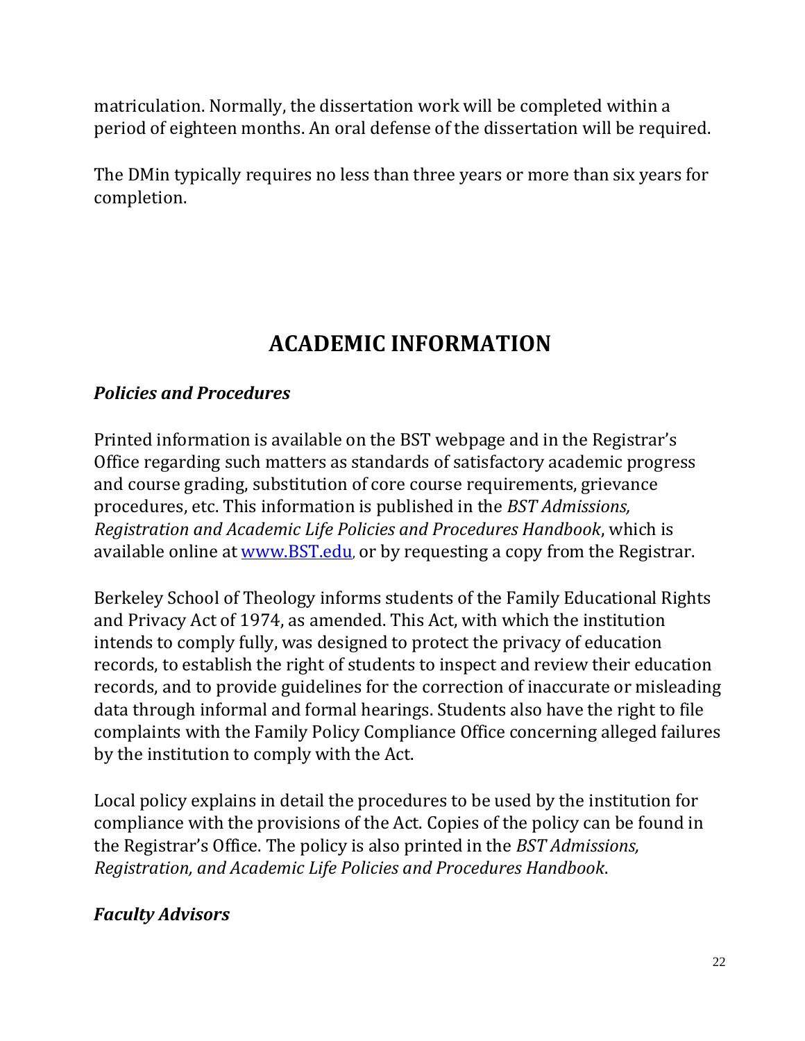matriculation. Normally, the dissertation work will be completed within a period of eighteen months. An oral defense of the dissertation will be required.

The DMin typically requires no less than three years or more than six years for completion.

# ACADEMIC INFORMATION

### *Policies and Procedures*

Printed information is available on the BST webpage and in the Registrar's Office regarding such matters as standards of satisfactory academic progress and course grading, substitution of core course requirements, grievance procedures, etc. This information is published in the *BST Admissions, Registration and Academic Life Policies and Procedures Handbook*, which is available online at [www.BST.edu](http://www.BST.edu), or by requesting a copy from the Registrar.

Berkeley School of Theology informs students of the Family Educational Rights and Privacy Act of 1974, as amended. This Act, with which the institution intends to comply fully, was designed to protect the privacy of education records, to establish the right of students to inspect and review their education records, and to provide guidelines for the correction of inaccurate or misleading data through informal and formal hearings. Students also have the right to file complaints with the Family Policy Compliance Office concerning alleged failures by the institution to comply with the Act.

Local policy explains in detail the procedures to be used by the institution for compliance with the provisions of the Act. Copies of the policy can be found in the Registrar's Office. The policy is also printed in the *BST Admissions, Registration, and Academic Life Policies and Procedures Handbook*.

### *Faculty Advisors*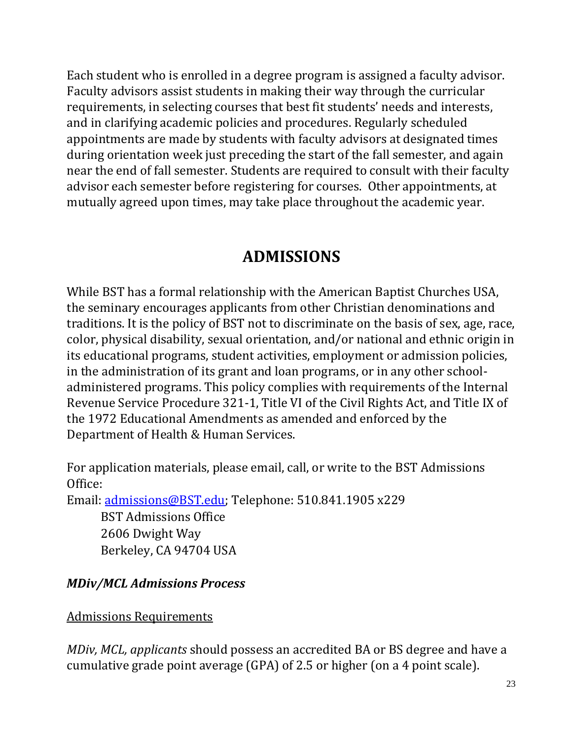Each student who is enrolled in a degree program is assigned a faculty advisor. Faculty advisors assist students in making their way through the curricular requirements, in selecting courses that best fit students' needs and interests, and in clarifying academic policies and procedures. Regularly scheduled appointments are made by students with faculty advisors at designated times during orientation week just preceding the start of the fall semester, and again near the end of fall semester. Students are required to consult with their faculty advisor each semester before registering for courses. Other appointments, at mutually agreed upon times, may take place throughout the academic year.

# ADMISSIONS

While BST has a formal relationship with the American Baptist Churches USA, the seminary encourages applicants from other Christian denominations and traditions. It is the policy of BST not to discriminate on the basis of sex, age, race, color, physical disability, sexual orientation, and/or national and ethnic origin in its educational programs, student activities, employment or admission policies, in the administration of its grant and loan programs, or in any other school-administered programs. This policy complies with requirements of the Internal Revenue Service Procedure 321-1, Title VI of the Civil Rights Act, and Title IX of the 1972 Educational Amendments as amended and enforced by the Department of Health & Human Services.

For application materials, please email, call, or write to the BST Admissions Office:
Email: admissions@BST.edu; Telephone: 510.841.1905 x229

BST Admissions Office
2606 Dwight Way
Berkeley, CA 94704 USA

### *MDiv/MCL Admissions Process*

Admissions Requirements

*MDiv, MCL, applicants* should possess an accredited BA or BS degree and have a cumulative grade point average (GPA) of 2.5 or higher (on a 4 point scale).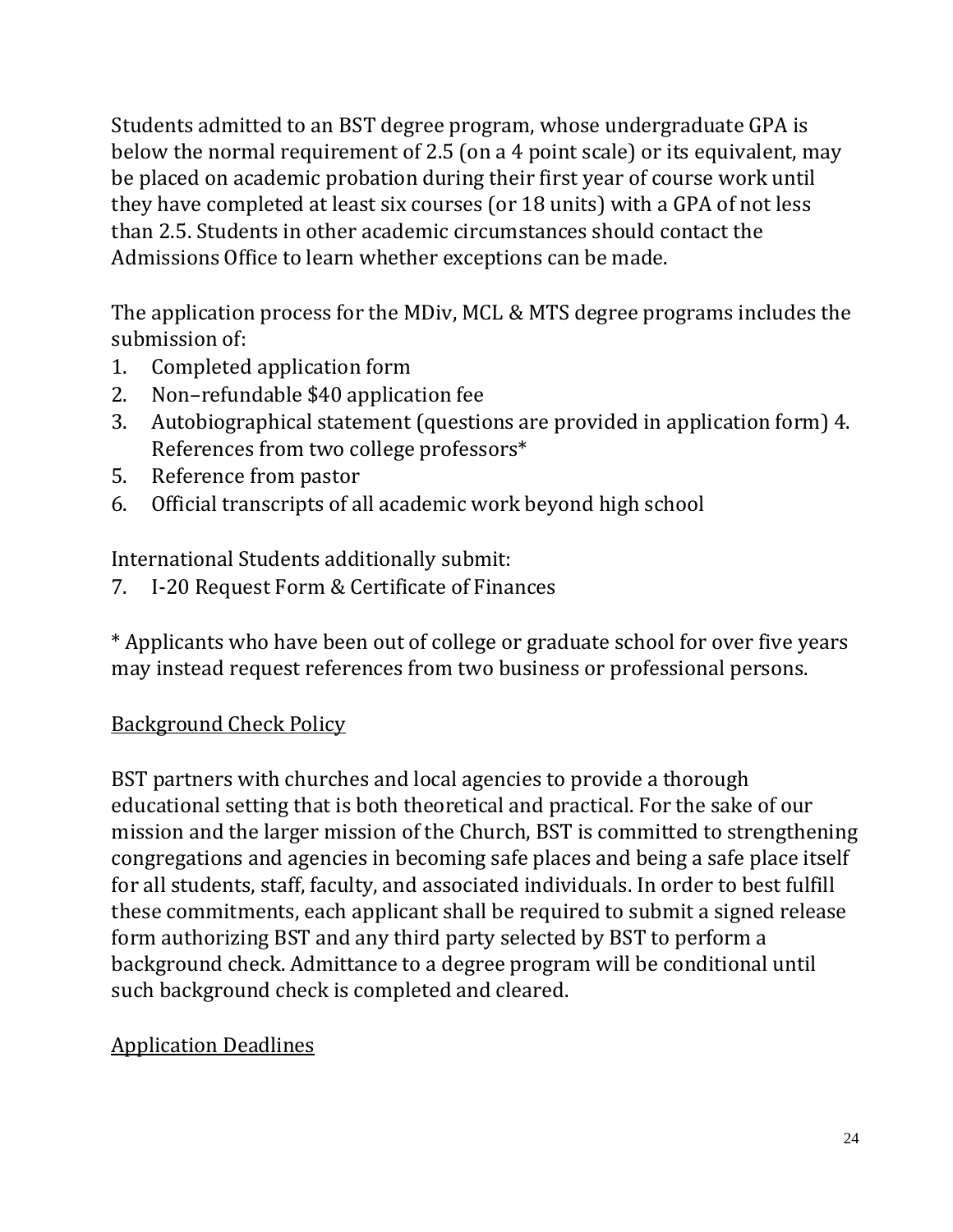Students admitted to an BST degree program, whose undergraduate GPA is below the normal requirement of 2.5 (on a 4 point scale) or its equivalent, may be placed on academic probation during their first year of course work until they have completed at least six courses (or 18 units) with a GPA of not less than 2.5. Students in other academic circumstances should contact the Admissions Office to learn whether exceptions can be made.

The application process for the MDiv, MCL & MTS degree programs includes the submission of:

1. Completed application form
2. Non–refundable $40 application fee
3. Autobiographical statement (questions are provided in application form) 4. References from two college professors*
5. Reference from pastor
6. Official transcripts of all academic work beyond high school

International Students additionally submit:

7. I-20 Request Form & Certificate of Finances

* Applicants who have been out of college or graduate school for over five years may instead request references from two business or professional persons.

## Background Check Policy

BST partners with churches and local agencies to provide a thorough educational setting that is both theoretical and practical. For the sake of our mission and the larger mission of the Church, BST is committed to strengthening congregations and agencies in becoming safe places and being a safe place itself for all students, staff, faculty, and associated individuals. In order to best fulfill these commitments, each applicant shall be required to submit a signed release form authorizing BST and any third party selected by BST to perform a background check. Admittance to a degree program will be conditional until such background check is completed and cleared.

## Application Deadlines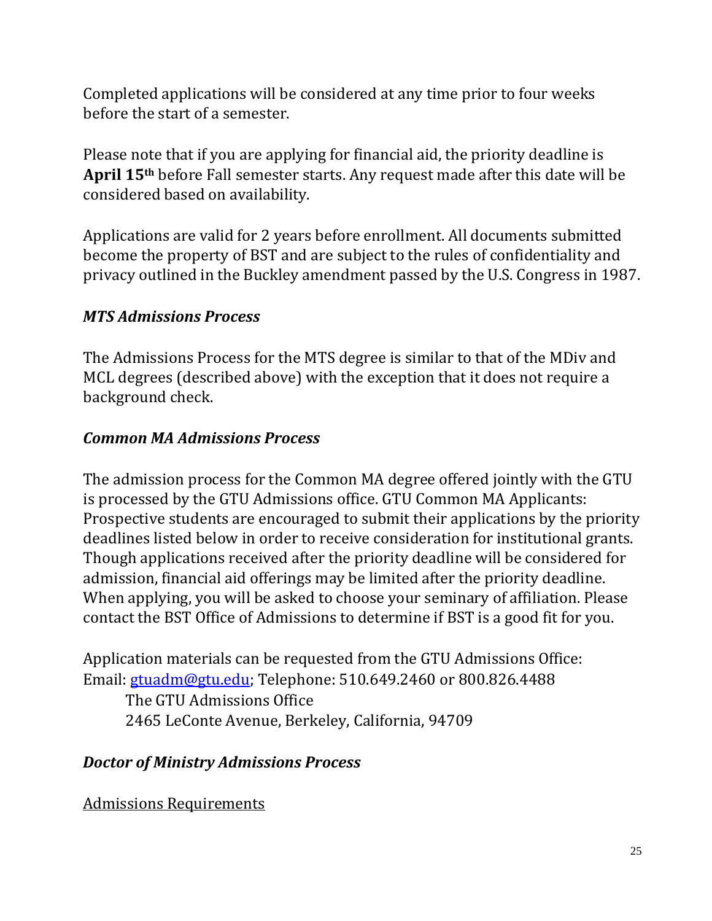Completed applications will be considered at any time prior to four weeks before the start of a semester.

Please note that if you are applying for financial aid, the priority deadline is **April 15th** before Fall semester starts. Any request made after this date will be considered based on availability.

Applications are valid for 2 years before enrollment. All documents submitted become the property of BST and are subject to the rules of confidentiality and privacy outlined in the Buckley amendment passed by the U.S. Congress in 1987.

### *MTS Admissions Process*

The Admissions Process for the MTS degree is similar to that of the MDiv and MCL degrees (described above) with the exception that it does not require a background check.

### *Common MA Admissions Process*

The admission process for the Common MA degree offered jointly with the GTU is processed by the GTU Admissions office. GTU Common MA Applicants: Prospective students are encouraged to submit their applications by the priority deadlines listed below in order to receive consideration for institutional grants. Though applications received after the priority deadline will be considered for admission, financial aid offerings may be limited after the priority deadline. When applying, you will be asked to choose your seminary of affiliation. Please contact the BST Office of Admissions to determine if BST is a good fit for you.

Application materials can be requested from the GTU Admissions Office:
Email: gtuadm@gtu.edu; Telephone: 510.649.2460 or 800.826.4488

The GTU Admissions Office
2465 LeConte Avenue, Berkeley, California, 94709

### *Doctor of Ministry Admissions Process*

Admissions Requirements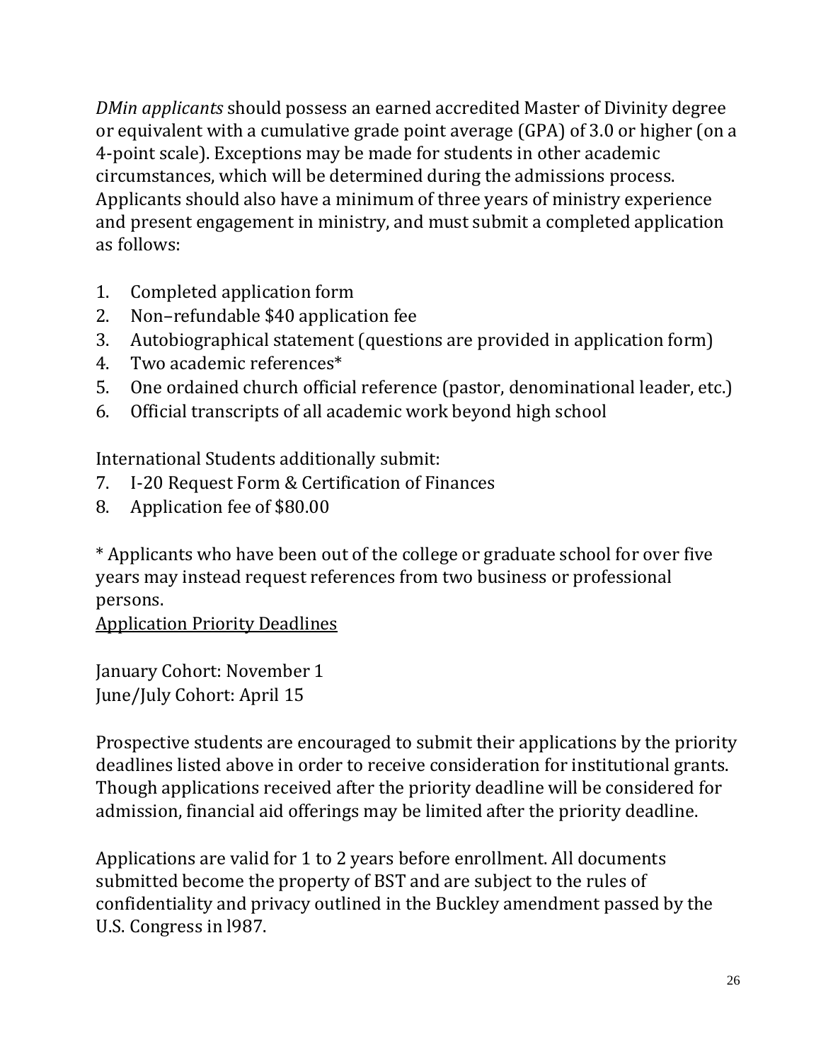*DMin applicants* should possess an earned accredited Master of Divinity degree or equivalent with a cumulative grade point average (GPA) of 3.0 or higher (on a 4-point scale). Exceptions may be made for students in other academic circumstances, which will be determined during the admissions process. Applicants should also have a minimum of three years of ministry experience and present engagement in ministry, and must submit a completed application as follows:

1. Completed application form
2. Non–refundable $40 application fee
3. Autobiographical statement (questions are provided in application form)
4. Two academic references*
5. One ordained church official reference (pastor, denominational leader, etc.)
6. Official transcripts of all academic work beyond high school

International Students additionally submit:

7. I-20 Request Form & Certification of Finances
8. Application fee of $80.00

* Applicants who have been out of the college or graduate school for over five years may instead request references from two business or professional persons.

<u>Application Priority Deadlines</u>

January Cohort: November 1
June/July Cohort: April 15

Prospective students are encouraged to submit their applications by the priority deadlines listed above in order to receive consideration for institutional grants. Though applications received after the priority deadline will be considered for admission, financial aid offerings may be limited after the priority deadline.

Applications are valid for 1 to 2 years before enrollment. All documents submitted become the property of BST and are subject to the rules of confidentiality and privacy outlined in the Buckley amendment passed by the U.S. Congress in l987.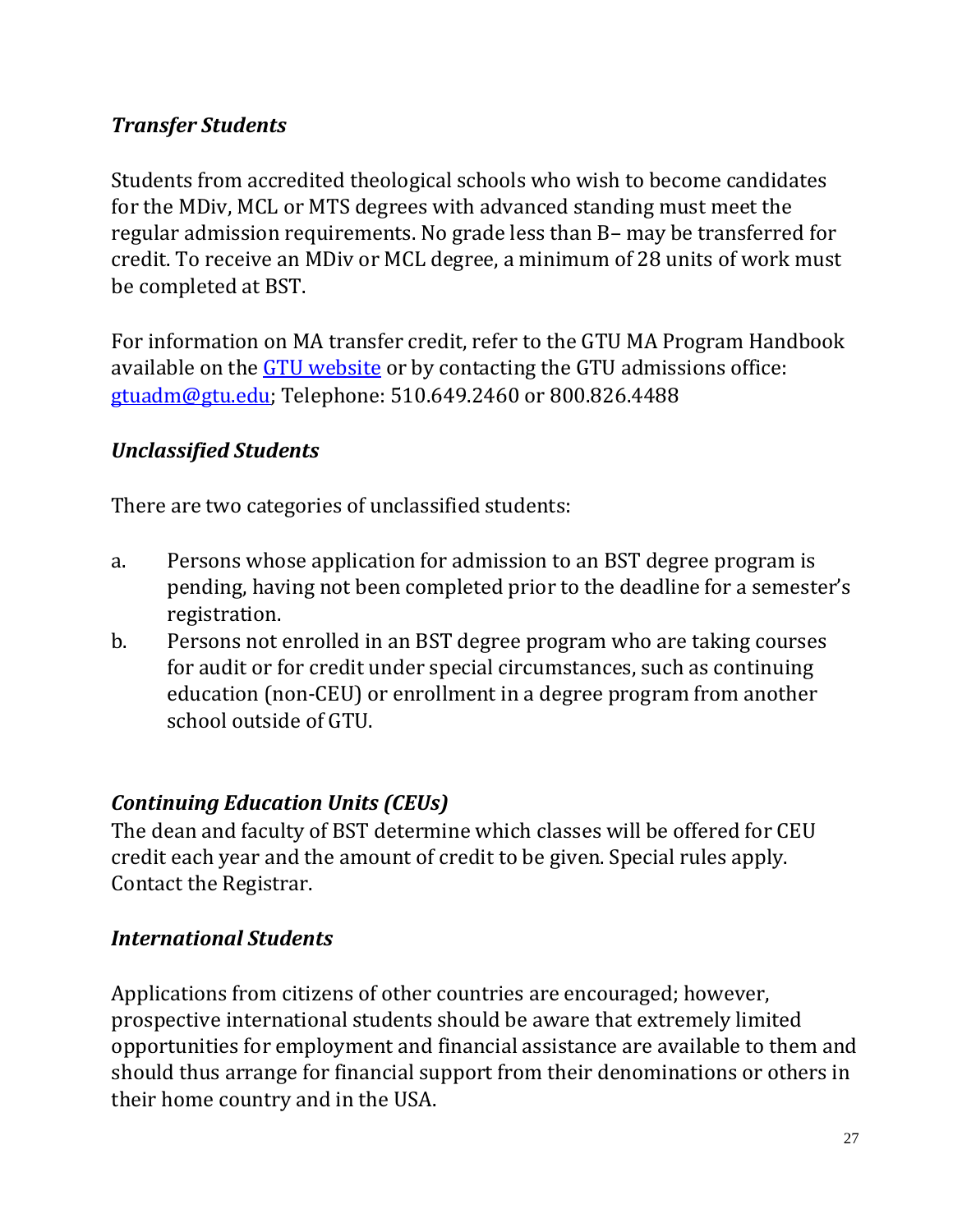### *Transfer Students*

Students from accredited theological schools who wish to become candidates for the MDiv, MCL or MTS degrees with advanced standing must meet the regular admission requirements. No grade less than B– may be transferred for credit. To receive an MDiv or MCL degree, a minimum of 28 units of work must be completed at BST.

For information on MA transfer credit, refer to the GTU MA Program Handbook available on the [GTU website]() or by contacting the GTU admissions office: [gtuadm@gtu.edu](mailto:gtuadm@gtu.edu); Telephone: 510.649.2460 or 800.826.4488

### *Unclassified Students*

There are two categories of unclassified students:

a. Persons whose application for admission to an BST degree program is pending, having not been completed prior to the deadline for a semester's registration.

b. Persons not enrolled in an BST degree program who are taking courses for audit or for credit under special circumstances, such as continuing education (non-CEU) or enrollment in a degree program from another school outside of GTU.

### *Continuing Education Units (CEUs)*

The dean and faculty of BST determine which classes will be offered for CEU credit each year and the amount of credit to be given. Special rules apply. Contact the Registrar.

### *International Students*

Applications from citizens of other countries are encouraged; however, prospective international students should be aware that extremely limited opportunities for employment and financial assistance are available to them and should thus arrange for financial support from their denominations or others in their home country and in the USA.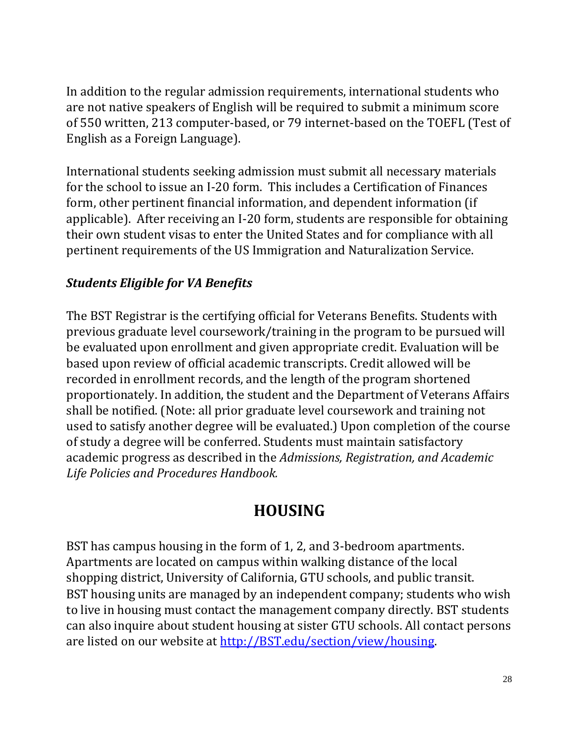In addition to the regular admission requirements, international students who are not native speakers of English will be required to submit a minimum score of 550 written, 213 computer-based, or 79 internet-based on the TOEFL (Test of English as a Foreign Language).

International students seeking admission must submit all necessary materials for the school to issue an I-20 form. This includes a Certification of Finances form, other pertinent financial information, and dependent information (if applicable). After receiving an I-20 form, students are responsible for obtaining their own student visas to enter the United States and for compliance with all pertinent requirements of the US Immigration and Naturalization Service.

### *Students Eligible for VA Benefits*

The BST Registrar is the certifying official for Veterans Benefits. Students with previous graduate level coursework/training in the program to be pursued will be evaluated upon enrollment and given appropriate credit. Evaluation will be based upon review of official academic transcripts. Credit allowed will be recorded in enrollment records, and the length of the program shortened proportionately. In addition, the student and the Department of Veterans Affairs shall be notified. (Note: all prior graduate level coursework and training not used to satisfy another degree will be evaluated.) Upon completion of the course of study a degree will be conferred. Students must maintain satisfactory academic progress as described in the *Admissions, Registration, and Academic Life Policies and Procedures Handbook.*

## HOUSING

BST has campus housing in the form of 1, 2, and 3-bedroom apartments. Apartments are located on campus within walking distance of the local shopping district, University of California, GTU schools, and public transit. BST housing units are managed by an independent company; students who wish to live in housing must contact the management company directly. BST students can also inquire about student housing at sister GTU schools. All contact persons are listed on our website at [http://BST.edu/section/view/housing](http://BST.edu/section/view/housing).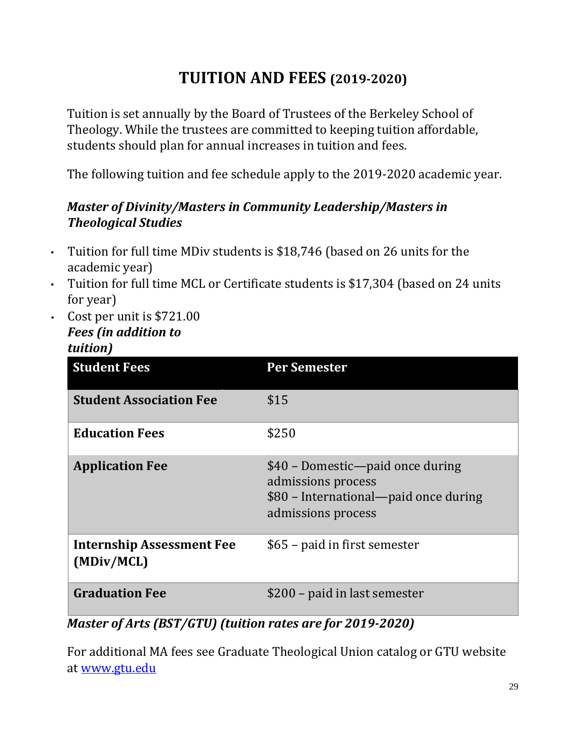# TUITION AND FEES (2019-2020)

Tuition is set annually by the Board of Trustees of the Berkeley School of Theology. While the trustees are committed to keeping tuition affordable, students should plan for annual increases in tuition and fees.

The following tuition and fee schedule apply to the 2019-2020 academic year.

### *Master of Divinity/Masters in Community Leadership/Masters in Theological Studies*

- Tuition for full time MDiv students is $18,746 (based on 26 units for the academic year)
- Tuition for full time MCL or Certificate students is $17,304 (based on 24 units for year)
- Cost per unit is $721.00

***Fees (in addition to tuition)***

| Student Fees | Per Semester |
|---|---|
| **Student Association Fee** | $15 |
| **Education Fees** | $250 |
| **Application Fee** | $40 – Domestic—paid once during admissions process<br>$80 – International—paid once during admissions process |
| **Internship Assessment Fee (MDiv/MCL)** | $65 – paid in first semester |
| **Graduation Fee** | $200 – paid in last semester |

### *Master of Arts (BST/GTU) (tuition rates are for 2019-2020)*

For additional MA fees see Graduate Theological Union catalog or GTU website at [www.gtu.edu](http://www.gtu.edu)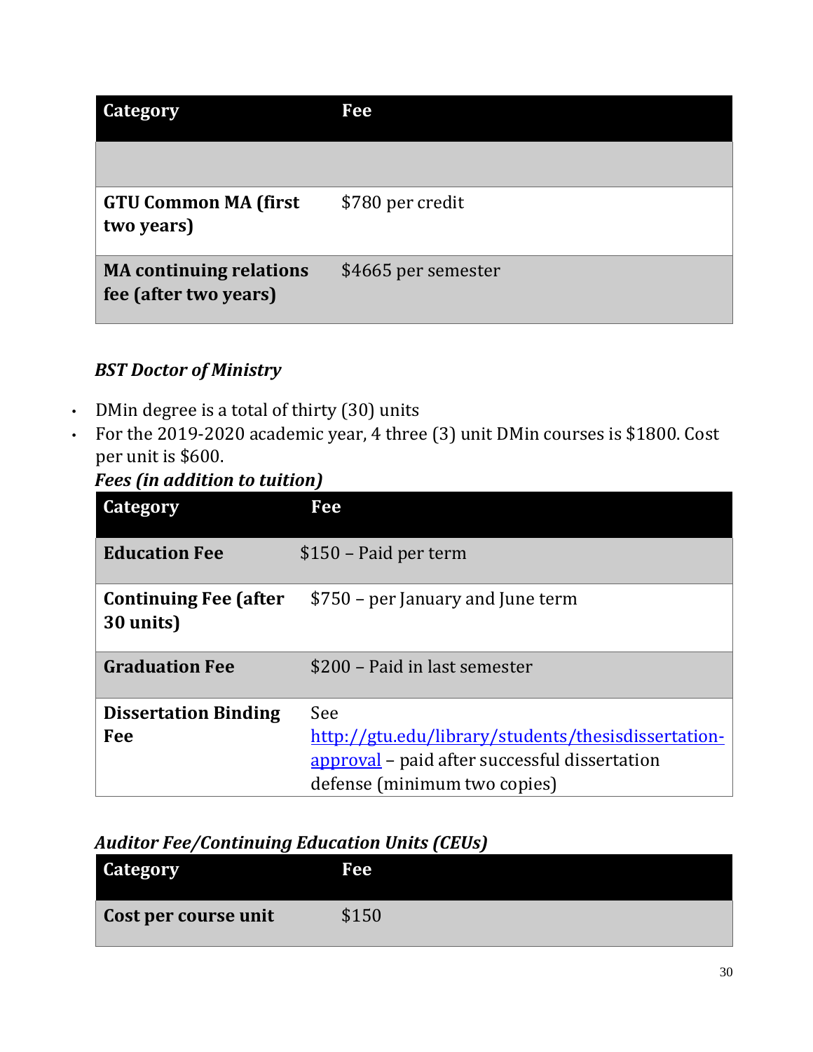| Category | Fee |
|---|---|
| | |
| **GTU Common MA (first two years)** | $780 per credit |
| **MA continuing relations fee (after two years)** | $4665 per semester |

### *BST Doctor of Ministry*

- DMin degree is a total of thirty (30) units
- For the 2019-2020 academic year, 4 three (3) unit DMin courses is $1800. Cost per unit is $600.

### *Fees (in addition to tuition)*

| Category | Fee |
|---|---|
| **Education Fee** | $150 – Paid per term |
| **Continuing Fee (after 30 units)** | $750 – per January and June term |
| **Graduation Fee** | $200 – Paid in last semester |
| **Dissertation Binding Fee** | See [http://gtu.edu/library/students/thesisdissertation-approval](http://gtu.edu/library/students/thesisdissertation-approval) – paid after successful dissertation defense (minimum two copies) |

### *Auditor Fee/Continuing Education Units (CEUs)*

| Category | Fee |
|---|---|
| **Cost per course unit** | $150 |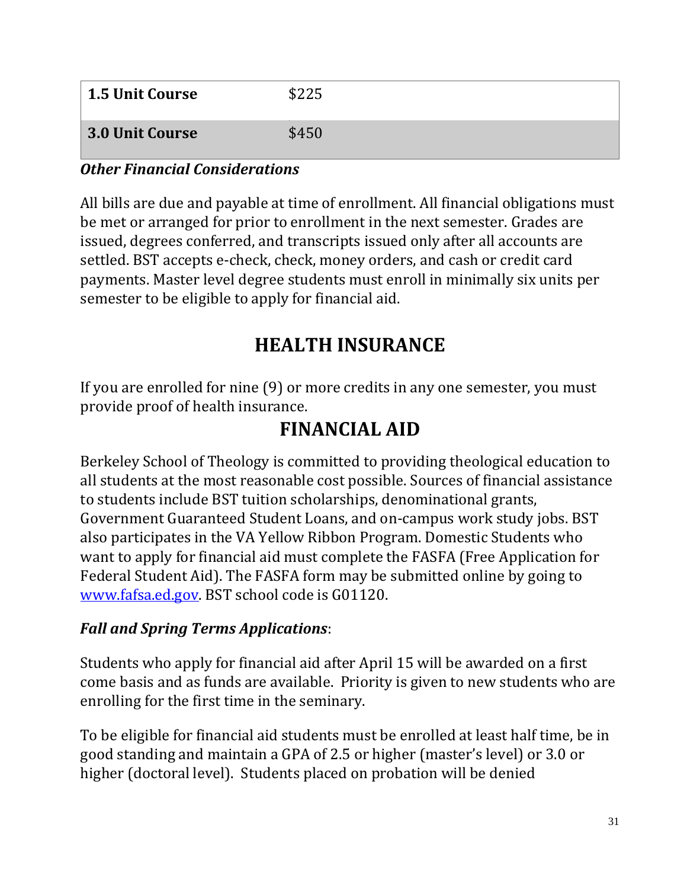| 1.5 Unit Course | $225 |
|---|---|
| **3.0 Unit Course** | $450 |

***Other Financial Considerations***

All bills are due and payable at time of enrollment. All financial obligations must be met or arranged for prior to enrollment in the next semester. Grades are issued, degrees conferred, and transcripts issued only after all accounts are settled. BST accepts e-check, check, money orders, and cash or credit card payments. Master level degree students must enroll in minimally six units per semester to be eligible to apply for financial aid.

# HEALTH INSURANCE

If you are enrolled for nine (9) or more credits in any one semester, you must provide proof of health insurance.

# FINANCIAL AID

Berkeley School of Theology is committed to providing theological education to all students at the most reasonable cost possible. Sources of financial assistance to students include BST tuition scholarships, denominational grants, Government Guaranteed Student Loans, and on-campus work study jobs. BST also participates in the VA Yellow Ribbon Program. Domestic Students who want to apply for financial aid must complete the FASFA (Free Application for Federal Student Aid). The FASFA form may be submitted online by going to [www.fafsa.ed.gov](http://www.fafsa.ed.gov). BST school code is G01120.

***Fall and Spring Terms Applications***:

Students who apply for financial aid after April 15 will be awarded on a first come basis and as funds are available. Priority is given to new students who are enrolling for the first time in the seminary.

To be eligible for financial aid students must be enrolled at least half time, be in good standing and maintain a GPA of 2.5 or higher (master's level) or 3.0 or higher (doctoral level). Students placed on probation will be denied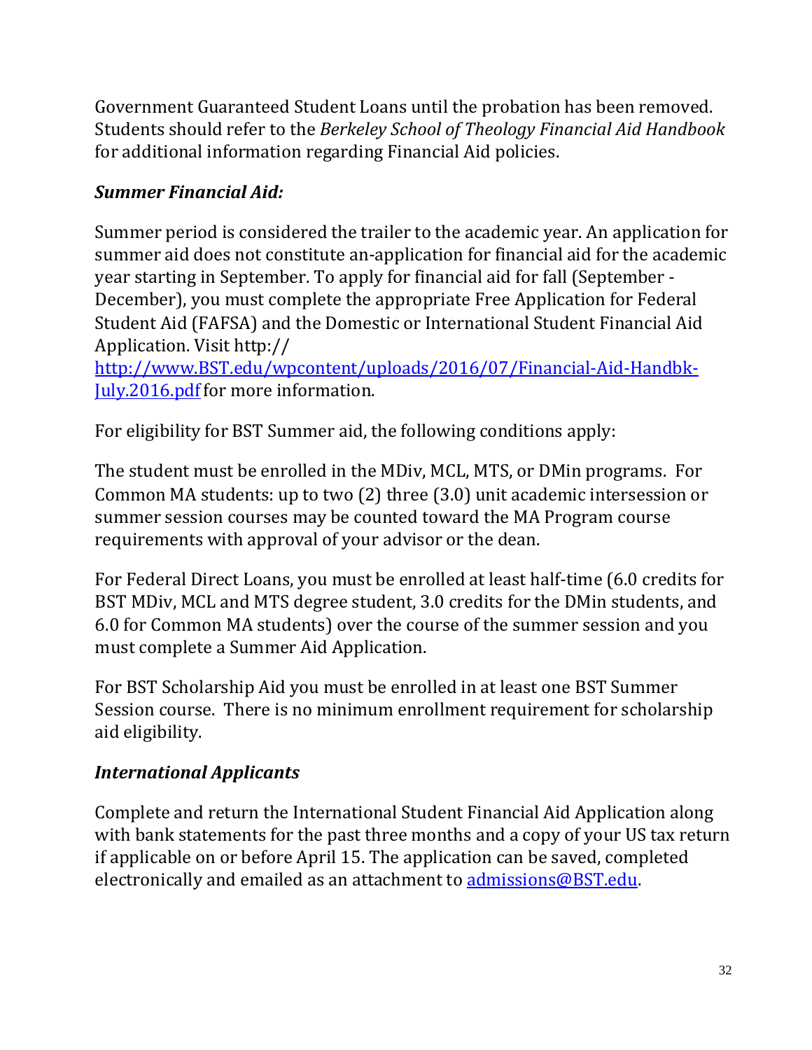Government Guaranteed Student Loans until the probation has been removed. Students should refer to the *Berkeley School of Theology Financial Aid Handbook* for additional information regarding Financial Aid policies.

### *Summer Financial Aid:*

Summer period is considered the trailer to the academic year. An application for summer aid does not constitute an-application for financial aid for the academic year starting in September. To apply for financial aid for fall (September - December), you must complete the appropriate Free Application for Federal Student Aid (FAFSA) and the Domestic or International Student Financial Aid Application. Visit http:// [http://www.BST.edu/wpcontent/uploads/2016/07/Financial-Aid-Handbk-July.2016.pdf](http://www.BST.edu/wpcontent/uploads/2016/07/Financial-Aid-Handbk-July.2016.pdf) for more information.

For eligibility for BST Summer aid, the following conditions apply:

The student must be enrolled in the MDiv, MCL, MTS, or DMin programs. For Common MA students: up to two (2) three (3.0) unit academic intersession or summer session courses may be counted toward the MA Program course requirements with approval of your advisor or the dean.

For Federal Direct Loans, you must be enrolled at least half-time (6.0 credits for BST MDiv, MCL and MTS degree student, 3.0 credits for the DMin students, and 6.0 for Common MA students) over the course of the summer session and you must complete a Summer Aid Application.

For BST Scholarship Aid you must be enrolled in at least one BST Summer Session course. There is no minimum enrollment requirement for scholarship aid eligibility.

### *International Applicants*

Complete and return the International Student Financial Aid Application along with bank statements for the past three months and a copy of your US tax return if applicable on or before April 15. The application can be saved, completed electronically and emailed as an attachment to [admissions@BST.edu](mailto:admissions@BST.edu).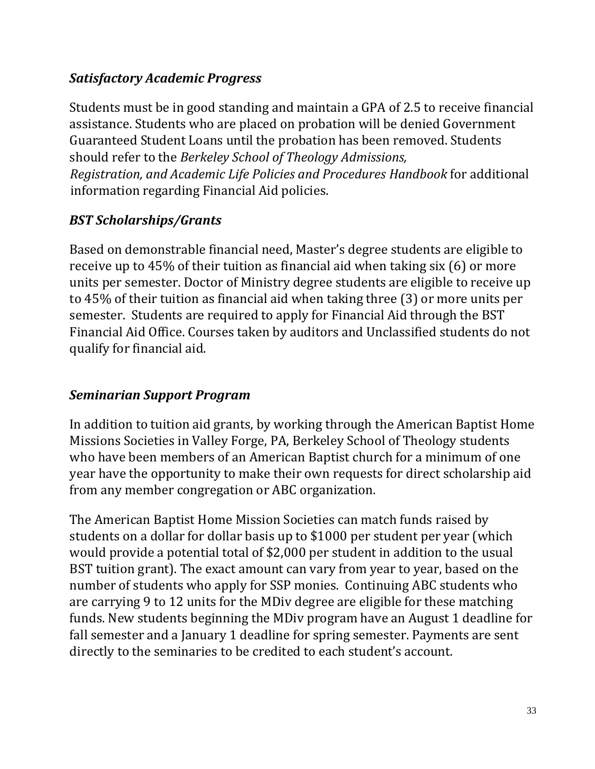### *Satisfactory Academic Progress*

Students must be in good standing and maintain a GPA of 2.5 to receive financial assistance. Students who are placed on probation will be denied Government Guaranteed Student Loans until the probation has been removed. Students should refer to the *Berkeley School of Theology Admissions, Registration, and Academic Life Policies and Procedures Handbook* for additional information regarding Financial Aid policies.

### *BST Scholarships/Grants*

Based on demonstrable financial need, Master's degree students are eligible to receive up to 45% of their tuition as financial aid when taking six (6) or more units per semester. Doctor of Ministry degree students are eligible to receive up to 45% of their tuition as financial aid when taking three (3) or more units per semester. Students are required to apply for Financial Aid through the BST Financial Aid Office. Courses taken by auditors and Unclassified students do not qualify for financial aid.

### *Seminarian Support Program*

In addition to tuition aid grants, by working through the American Baptist Home Missions Societies in Valley Forge, PA, Berkeley School of Theology students who have been members of an American Baptist church for a minimum of one year have the opportunity to make their own requests for direct scholarship aid from any member congregation or ABC organization.

The American Baptist Home Mission Societies can match funds raised by students on a dollar for dollar basis up to $1000 per student per year (which would provide a potential total of $2,000 per student in addition to the usual BST tuition grant). The exact amount can vary from year to year, based on the number of students who apply for SSP monies. Continuing ABC students who are carrying 9 to 12 units for the MDiv degree are eligible for these matching funds. New students beginning the MDiv program have an August 1 deadline for fall semester and a January 1 deadline for spring semester. Payments are sent directly to the seminaries to be credited to each student's account.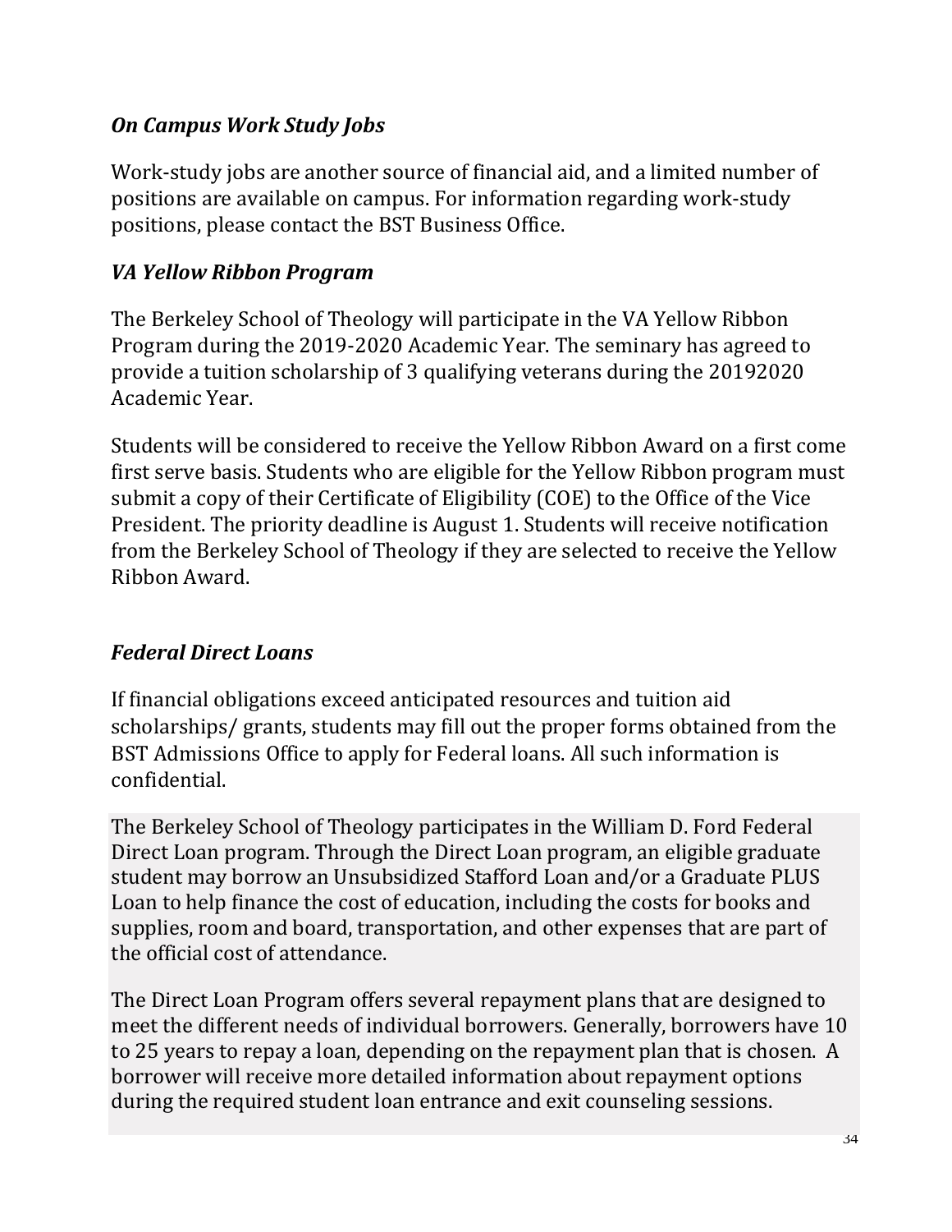### *On Campus Work Study Jobs*

Work-study jobs are another source of financial aid, and a limited number of positions are available on campus. For information regarding work-study positions, please contact the BST Business Office.

### *VA Yellow Ribbon Program*

The Berkeley School of Theology will participate in the VA Yellow Ribbon Program during the 2019-2020 Academic Year. The seminary has agreed to provide a tuition scholarship of 3 qualifying veterans during the 20192020 Academic Year.

Students will be considered to receive the Yellow Ribbon Award on a first come first serve basis. Students who are eligible for the Yellow Ribbon program must submit a copy of their Certificate of Eligibility (COE) to the Office of the Vice President. The priority deadline is August 1. Students will receive notification from the Berkeley School of Theology if they are selected to receive the Yellow Ribbon Award.

### *Federal Direct Loans*

If financial obligations exceed anticipated resources and tuition aid scholarships/ grants, students may fill out the proper forms obtained from the BST Admissions Office to apply for Federal loans. All such information is confidential.

The Berkeley School of Theology participates in the William D. Ford Federal Direct Loan program. Through the Direct Loan program, an eligible graduate student may borrow an Unsubsidized Stafford Loan and/or a Graduate PLUS Loan to help finance the cost of education, including the costs for books and supplies, room and board, transportation, and other expenses that are part of the official cost of attendance.

The Direct Loan Program offers several repayment plans that are designed to meet the different needs of individual borrowers. Generally, borrowers have 10 to 25 years to repay a loan, depending on the repayment plan that is chosen. A borrower will receive more detailed information about repayment options during the required student loan entrance and exit counseling sessions.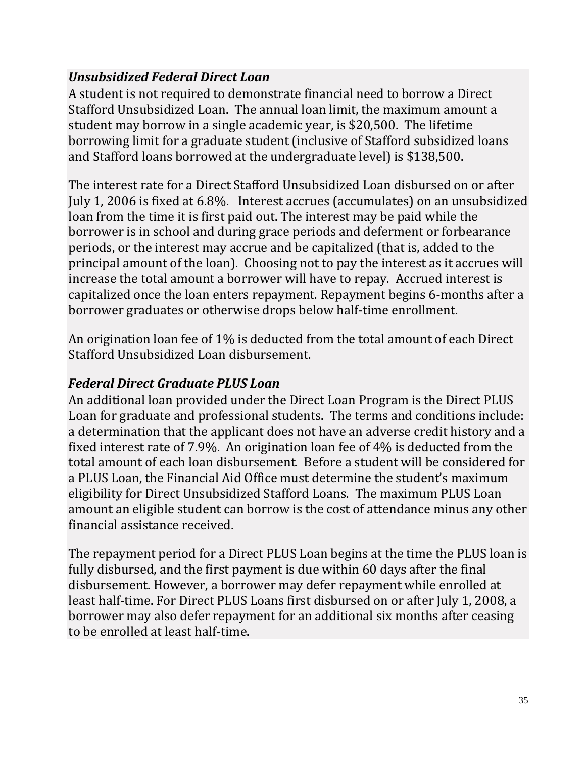### *Unsubsidized Federal Direct Loan*

A student is not required to demonstrate financial need to borrow a Direct Stafford Unsubsidized Loan. The annual loan limit, the maximum amount a student may borrow in a single academic year, is $20,500. The lifetime borrowing limit for a graduate student (inclusive of Stafford subsidized loans and Stafford loans borrowed at the undergraduate level) is $138,500.

The interest rate for a Direct Stafford Unsubsidized Loan disbursed on or after July 1, 2006 is fixed at 6.8%. Interest accrues (accumulates) on an unsubsidized loan from the time it is first paid out. The interest may be paid while the borrower is in school and during grace periods and deferment or forbearance periods, or the interest may accrue and be capitalized (that is, added to the principal amount of the loan). Choosing not to pay the interest as it accrues will increase the total amount a borrower will have to repay. Accrued interest is capitalized once the loan enters repayment. Repayment begins 6-months after a borrower graduates or otherwise drops below half-time enrollment.

An origination loan fee of 1% is deducted from the total amount of each Direct Stafford Unsubsidized Loan disbursement.

### *Federal Direct Graduate PLUS Loan*

An additional loan provided under the Direct Loan Program is the Direct PLUS Loan for graduate and professional students. The terms and conditions include: a determination that the applicant does not have an adverse credit history and a fixed interest rate of 7.9%. An origination loan fee of 4% is deducted from the total amount of each loan disbursement. Before a student will be considered for a PLUS Loan, the Financial Aid Office must determine the student's maximum eligibility for Direct Unsubsidized Stafford Loans. The maximum PLUS Loan amount an eligible student can borrow is the cost of attendance minus any other financial assistance received.

The repayment period for a Direct PLUS Loan begins at the time the PLUS loan is fully disbursed, and the first payment is due within 60 days after the final disbursement. However, a borrower may defer repayment while enrolled at least half-time. For Direct PLUS Loans first disbursed on or after July 1, 2008, a borrower may also defer repayment for an additional six months after ceasing to be enrolled at least half-time.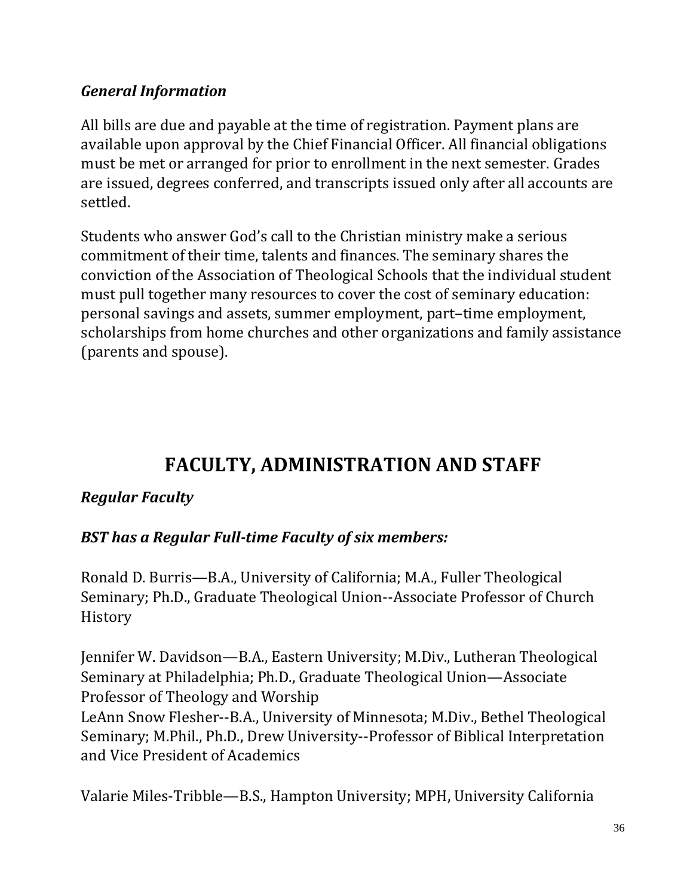### *General Information*

All bills are due and payable at the time of registration. Payment plans are available upon approval by the Chief Financial Officer. All financial obligations must be met or arranged for prior to enrollment in the next semester. Grades are issued, degrees conferred, and transcripts issued only after all accounts are settled.

Students who answer God's call to the Christian ministry make a serious commitment of their time, talents and finances. The seminary shares the conviction of the Association of Theological Schools that the individual student must pull together many resources to cover the cost of seminary education: personal savings and assets, summer employment, part–time employment, scholarships from home churches and other organizations and family assistance (parents and spouse).

## FACULTY, ADMINISTRATION AND STAFF

### *Regular Faculty*

### *BST has a Regular Full-time Faculty of six members:*

Ronald D. Burris—B.A., University of California; M.A., Fuller Theological Seminary; Ph.D., Graduate Theological Union--Associate Professor of Church History

Jennifer W. Davidson—B.A., Eastern University; M.Div., Lutheran Theological Seminary at Philadelphia; Ph.D., Graduate Theological Union—Associate Professor of Theology and Worship
LeAnn Snow Flesher--B.A., University of Minnesota; M.Div., Bethel Theological Seminary; M.Phil., Ph.D., Drew University--Professor of Biblical Interpretation and Vice President of Academics

Valarie Miles-Tribble—B.S., Hampton University; MPH, University California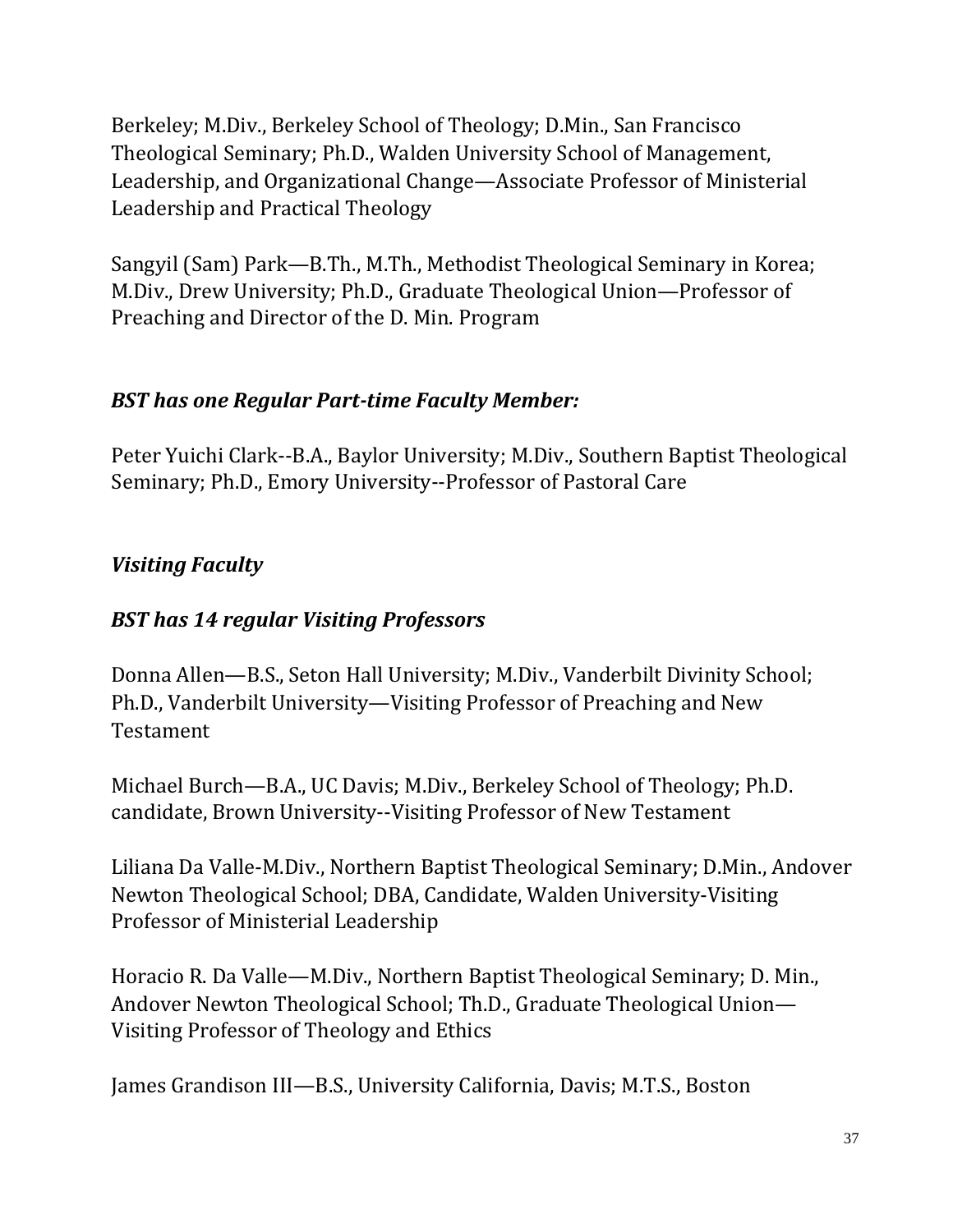Berkeley; M.Div., Berkeley School of Theology; D.Min., San Francisco Theological Seminary; Ph.D., Walden University School of Management, Leadership, and Organizational Change—Associate Professor of Ministerial Leadership and Practical Theology

Sangyil (Sam) Park—B.Th., M.Th., Methodist Theological Seminary in Korea; M.Div., Drew University; Ph.D., Graduate Theological Union—Professor of Preaching and Director of the D. Min. Program

***BST has one Regular Part-time Faculty Member:***

Peter Yuichi Clark--B.A., Baylor University; M.Div., Southern Baptist Theological Seminary; Ph.D., Emory University--Professor of Pastoral Care

***Visiting Faculty***

***BST has 14 regular Visiting Professors***

Donna Allen—B.S., Seton Hall University; M.Div., Vanderbilt Divinity School; Ph.D., Vanderbilt University—Visiting Professor of Preaching and New Testament

Michael Burch—B.A., UC Davis; M.Div., Berkeley School of Theology; Ph.D. candidate, Brown University--Visiting Professor of New Testament

Liliana Da Valle-M.Div., Northern Baptist Theological Seminary; D.Min., Andover Newton Theological School; DBA, Candidate, Walden University-Visiting Professor of Ministerial Leadership

Horacio R. Da Valle—M.Div., Northern Baptist Theological Seminary; D. Min., Andover Newton Theological School; Th.D., Graduate Theological Union—Visiting Professor of Theology and Ethics

James Grandison III—B.S., University California, Davis; M.T.S., Boston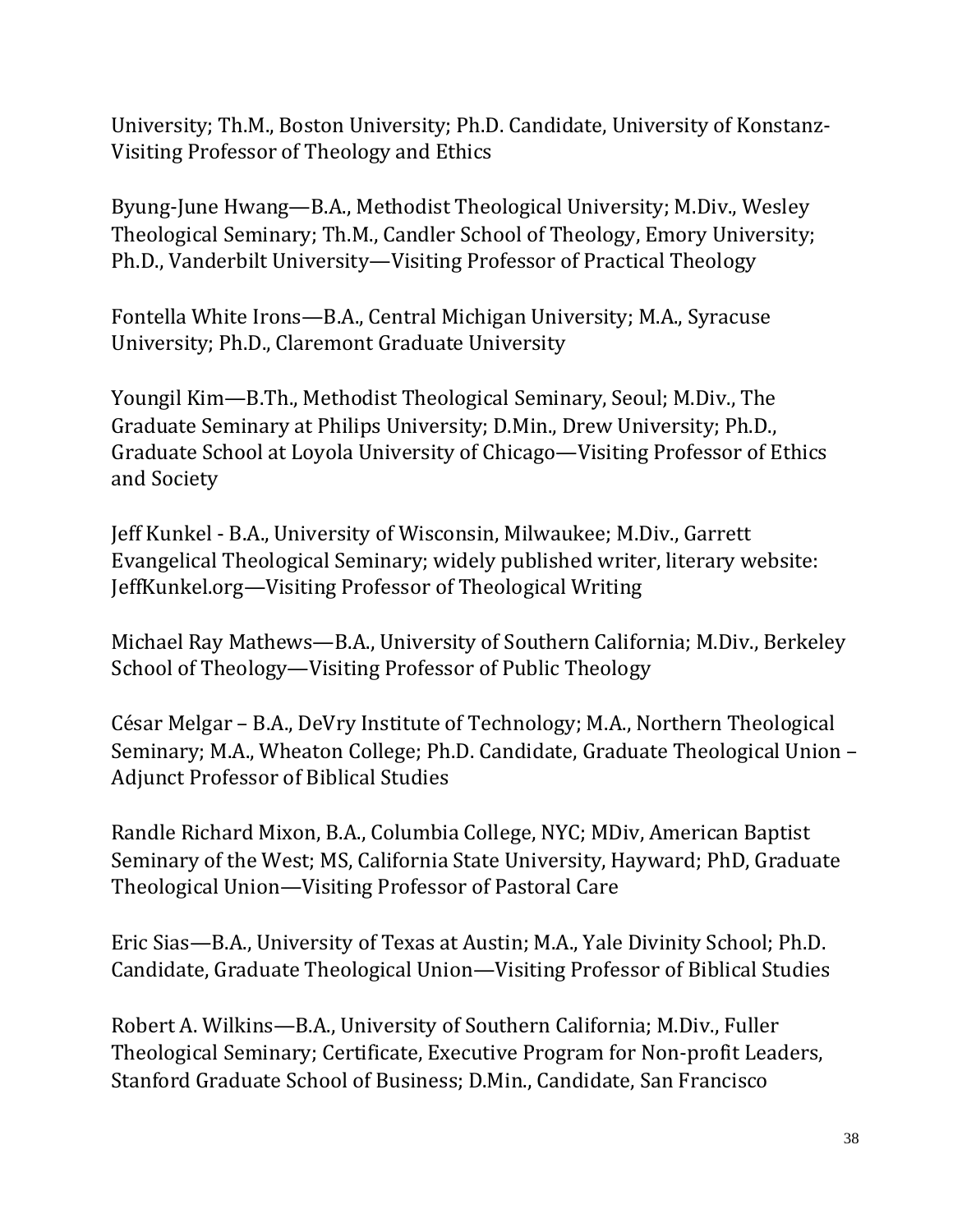University; Th.M., Boston University; Ph.D. Candidate, University of Konstanz-Visiting Professor of Theology and Ethics

Byung-June Hwang—B.A., Methodist Theological University; M.Div., Wesley Theological Seminary; Th.M., Candler School of Theology, Emory University; Ph.D., Vanderbilt University—Visiting Professor of Practical Theology

Fontella White Irons—B.A., Central Michigan University; M.A., Syracuse University; Ph.D., Claremont Graduate University

Youngil Kim—B.Th., Methodist Theological Seminary, Seoul; M.Div., The Graduate Seminary at Philips University; D.Min., Drew University; Ph.D., Graduate School at Loyola University of Chicago—Visiting Professor of Ethics and Society

Jeff Kunkel - B.A., University of Wisconsin, Milwaukee; M.Div., Garrett Evangelical Theological Seminary; widely published writer, literary website: JeffKunkel.org—Visiting Professor of Theological Writing

Michael Ray Mathews—B.A., University of Southern California; M.Div., Berkeley School of Theology—Visiting Professor of Public Theology

César Melgar – B.A., DeVry Institute of Technology; M.A., Northern Theological Seminary; M.A., Wheaton College; Ph.D. Candidate, Graduate Theological Union – Adjunct Professor of Biblical Studies

Randle Richard Mixon, B.A., Columbia College, NYC; MDiv, American Baptist Seminary of the West; MS, California State University, Hayward; PhD, Graduate Theological Union—Visiting Professor of Pastoral Care

Eric Sias—B.A., University of Texas at Austin; M.A., Yale Divinity School; Ph.D. Candidate, Graduate Theological Union—Visiting Professor of Biblical Studies

Robert A. Wilkins—B.A., University of Southern California; M.Div., Fuller Theological Seminary; Certificate, Executive Program for Non-profit Leaders, Stanford Graduate School of Business; D.Min., Candidate, San Francisco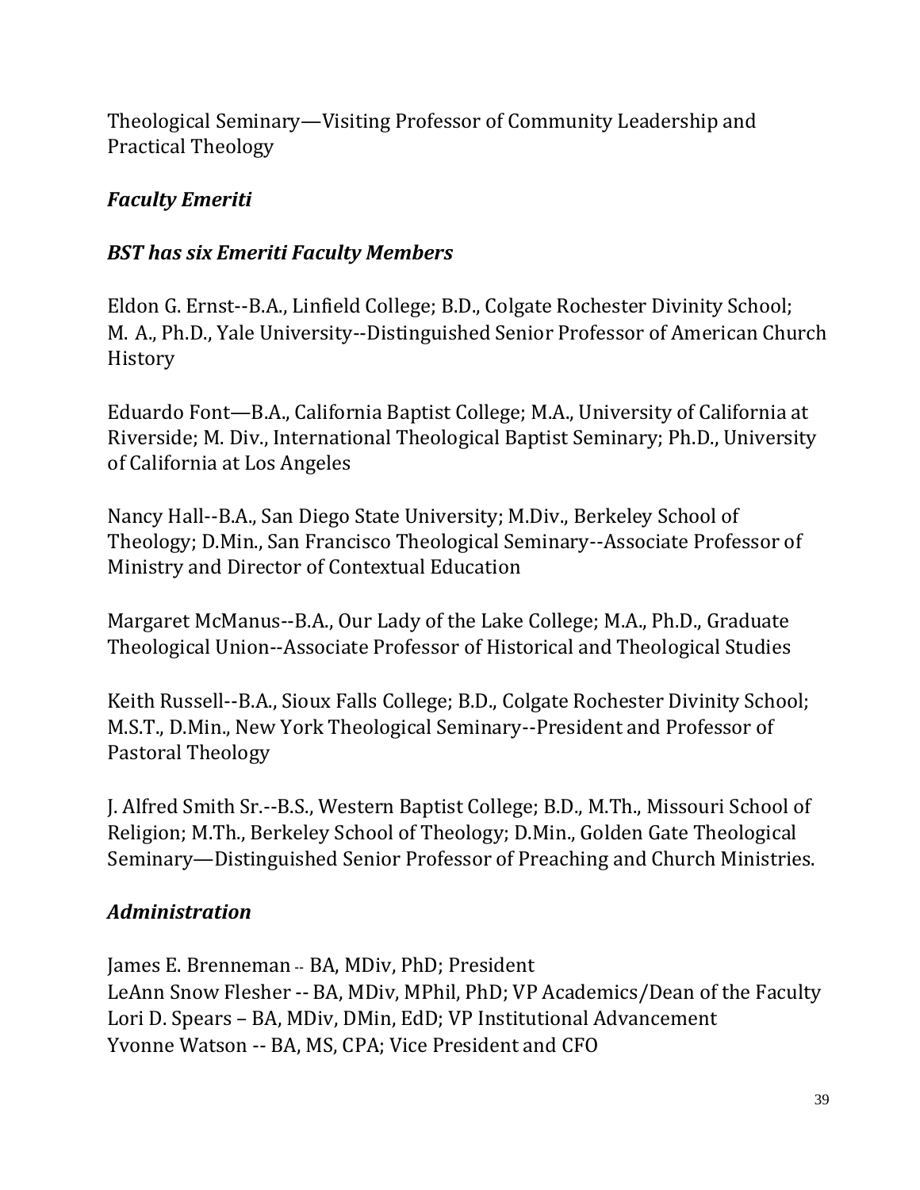Theological Seminary—Visiting Professor of Community Leadership and Practical Theology

### *Faculty Emeriti*

### *BST has six Emeriti Faculty Members*

Eldon G. Ernst--B.A., Linfield College; B.D., Colgate Rochester Divinity School; M. A., Ph.D., Yale University--Distinguished Senior Professor of American Church History

Eduardo Font—B.A., California Baptist College; M.A., University of California at Riverside; M. Div., International Theological Baptist Seminary; Ph.D., University of California at Los Angeles

Nancy Hall--B.A., San Diego State University; M.Div., Berkeley School of Theology; D.Min., San Francisco Theological Seminary--Associate Professor of Ministry and Director of Contextual Education

Margaret McManus--B.A., Our Lady of the Lake College; M.A., Ph.D., Graduate Theological Union--Associate Professor of Historical and Theological Studies

Keith Russell--B.A., Sioux Falls College; B.D., Colgate Rochester Divinity School; M.S.T., D.Min., New York Theological Seminary--President and Professor of Pastoral Theology

J. Alfred Smith Sr.--B.S., Western Baptist College; B.D., M.Th., Missouri School of Religion; M.Th., Berkeley School of Theology; D.Min., Golden Gate Theological Seminary—Distinguished Senior Professor of Preaching and Church Ministries.

### *Administration*

James E. Brenneman -- BA, MDiv, PhD; President  
LeAnn Snow Flesher -- BA, MDiv, MPhil, PhD; VP Academics/Dean of the Faculty  
Lori D. Spears – BA, MDiv, DMin, EdD; VP Institutional Advancement  
Yvonne Watson -- BA, MS, CPA; Vice President and CFO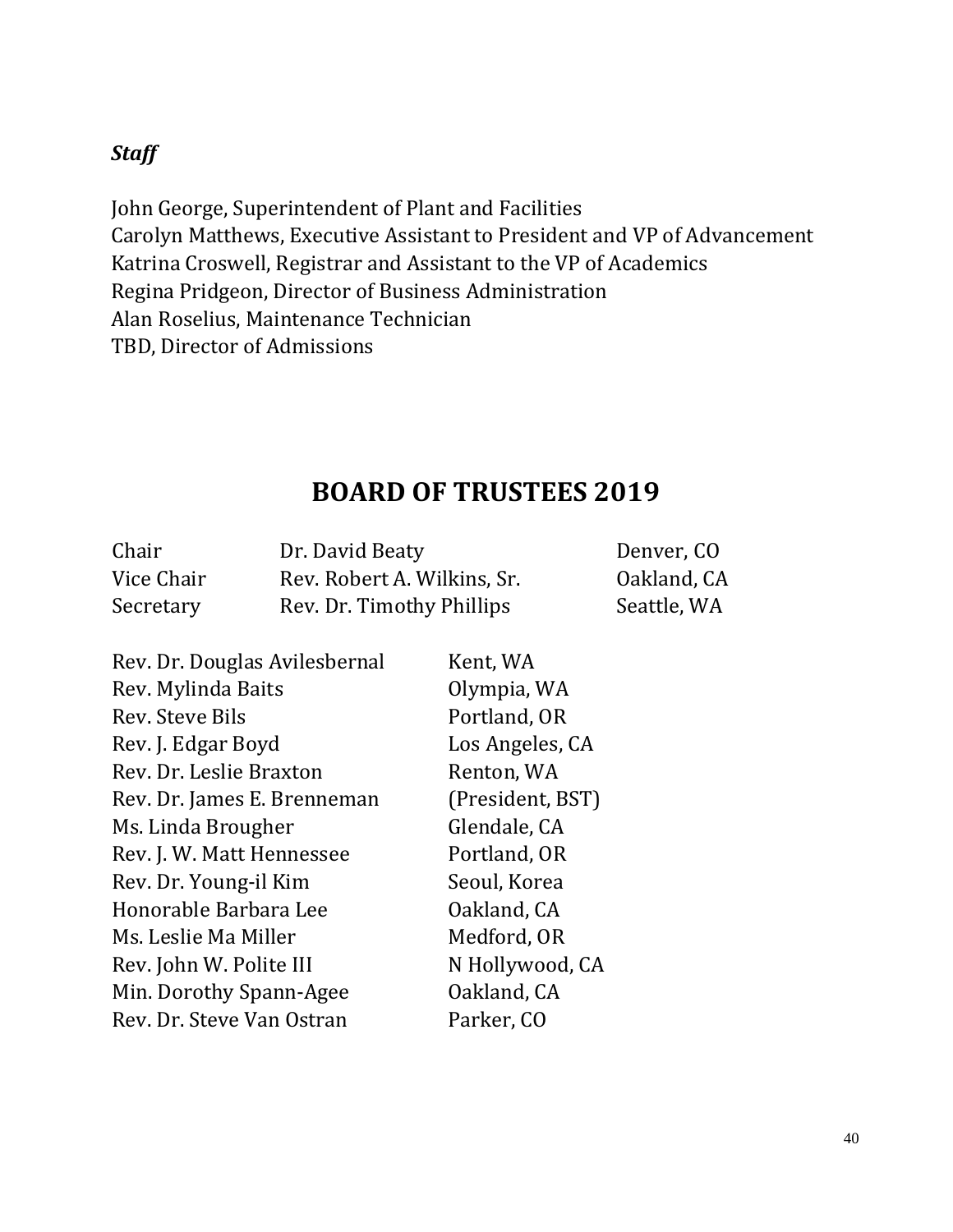***Staff***

John George, Superintendent of Plant and Facilities
Carolyn Matthews, Executive Assistant to President and VP of Advancement
Katrina Croswell, Registrar and Assistant to the VP of Academics
Regina Pridgeon, Director of Business Administration
Alan Roselius, Maintenance Technician
TBD, Director of Admissions

# BOARD OF TRUSTEES 2019

| | | |
|---|---|---|
| Chair | Dr. David Beaty | Denver, CO |
| Vice Chair | Rev. Robert A. Wilkins, Sr. | Oakland, CA |
| Secretary | Rev. Dr. Timothy Phillips | Seattle, WA |

| | |
|---|---|
| Rev. Dr. Douglas Avilesbernal | Kent, WA |
| Rev. Mylinda Baits | Olympia, WA |
| Rev. Steve Bils | Portland, OR |
| Rev. J. Edgar Boyd | Los Angeles, CA |
| Rev. Dr. Leslie Braxton | Renton, WA |
| Rev. Dr. James E. Brenneman | (President, BST) |
| Ms. Linda Brougher | Glendale, CA |
| Rev. J. W. Matt Hennessee | Portland, OR |
| Rev. Dr. Young-il Kim | Seoul, Korea |
| Honorable Barbara Lee | Oakland, CA |
| Ms. Leslie Ma Miller | Medford, OR |
| Rev. John W. Polite III | N Hollywood, CA |
| Min. Dorothy Spann-Agee | Oakland, CA |
| Rev. Dr. Steve Van Ostran | Parker, CO |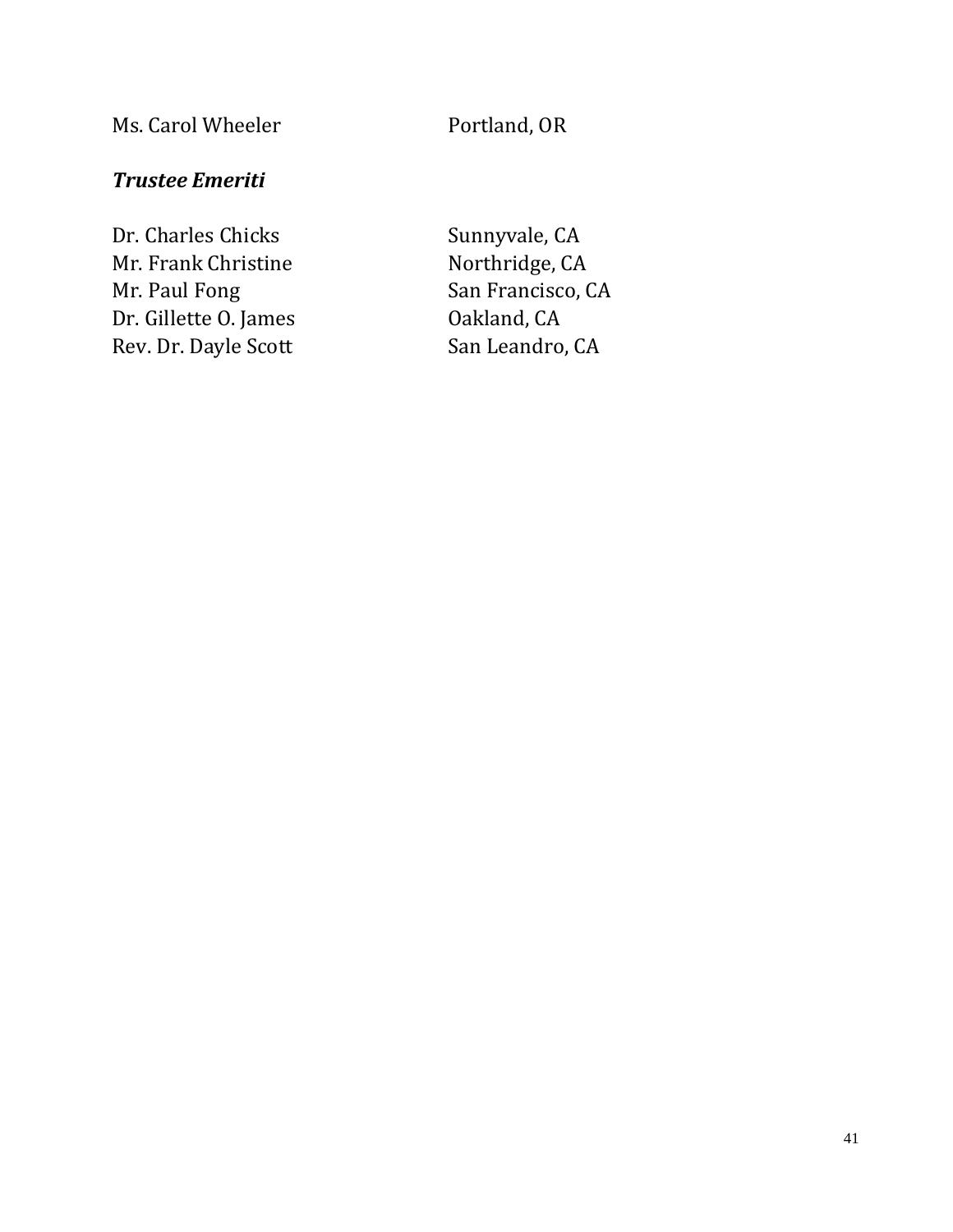| | |
|---|---|
| Ms. Carol Wheeler | Portland, OR |

***Trustee Emeriti***

| | |
|---|---|
| Dr. Charles Chicks | Sunnyvale, CA |
| Mr. Frank Christine | Northridge, CA |
| Mr. Paul Fong | San Francisco, CA |
| Dr. Gillette O. James | Oakland, CA |
| Rev. Dr. Dayle Scott | San Leandro, CA |